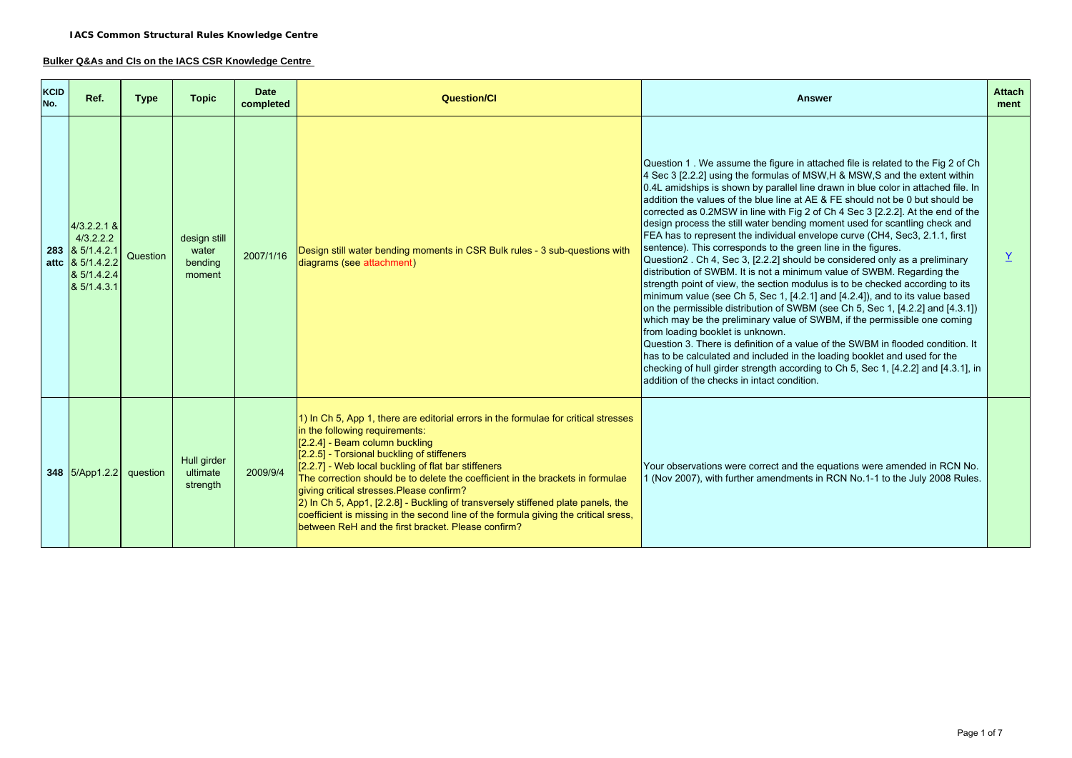**IACS Common Structural Rules Knowledge Centre**

**Bulker Q&As and CIs on the IACS CSR Knowledge Centre**

| KCID No. | Ref. | Type | Topic | Date completed | Question/CI | Answer | Attachment |
|---|---|---|---|---|---|---|---|
| **283 attc** | 4/3.2.2.1 & 4/3.2.2.2 & 5/1.4.2.1 & 5/1.4.2.2 & 5/1.4.2.4 & 5/1.4.3.1 | Question | design still water bending moment | 2007/1/16 | Design still water bending moments in CSR Bulk rules - 3 sub-questions with diagrams (see attachment) | Question 1 . We assume the figure in attached file is related to the Fig 2 of Ch 4 Sec 3 [2.2.2] using the formulas of MSW,H & MSW,S and the extent within 0.4L amidships is shown by parallel line drawn in blue color in attached file. In addition the values of the blue line at AE & FE should not be 0 but should be corrected as 0.2MSW in line with Fig 2 of Ch 4 Sec 3 [2.2.2]. At the end of the design process the still water bending moment used for scantling check and FEA has to represent the individual envelope curve (CH4, Sec3, 2.1.1, first sentence). This corresponds to the green line in the figures.<br>Question2 . Ch 4, Sec 3, [2.2.2] should be considered only as a preliminary distribution of SWBM. It is not a minimum value of SWBM. Regarding the strength point of view, the section modulus is to be checked according to its minimum value (see Ch 5, Sec 1, [4.2.1] and [4.2.4]), and to its value based on the permissible distribution of SWBM (see Ch 5, Sec 1, [4.2.2] and [4.3.1]) which may be the preliminary value of SWBM, if the permissible one coming from loading booklet is unknown.<br>Question 3. There is definition of a value of the SWBM in flooded condition. It has to be calculated and included in the loading booklet and used for the checking of hull girder strength according to Ch 5, Sec 1, [4.2.2] and [4.3.1], in addition of the checks in intact condition. | Y |
| **348** | 5/App1.2.2 | question | Hull girder ultimate strength | 2009/9/4 | 1) In Ch 5, App 1, there are editorial errors in the formulae for critical stresses in the following requirements:<br>[2.2.4] - Beam column buckling<br>[2.2.5] - Torsional buckling of stiffeners<br>[2.2.7] - Web local buckling of flat bar stiffeners<br>The correction should be to delete the coefficient in the brackets in formulae giving critical stresses.Please confirm?<br>2) In Ch 5, App1, [2.2.8] - Buckling of transversely stiffened plate panels, the coefficient is missing in the second line of the formula giving the critical sress, between ReH and the first bracket. Please confirm? | Your observations were correct and the equations were amended in RCN No. 1 (Nov 2007), with further amendments in RCN No.1-1 to the July 2008 Rules. | |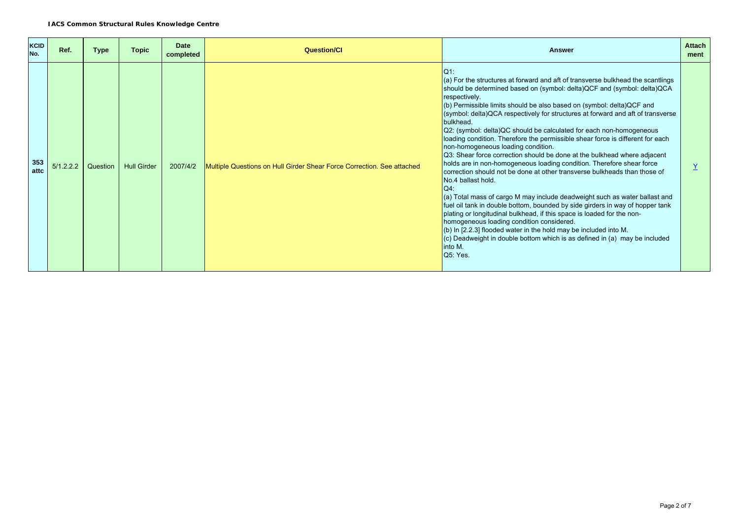| KCID No. | Ref. | Type | Topic | Date completed | Question/CI | Answer | Attach ment |
|---|---|---|---|---|---|---|---|
| 353 attc | 5/1.2.2.2 | Question | Hull Girder | 2007/4/2 | Multiple Questions on Hull Girder Shear Force Correction. See attached | Q1:<br>(a) For the structures at forward and aft of transverse bulkhead the scantlings should be determined based on (symbol: delta)QCF and (symbol: delta)QCA respectively.<br>(b) Permissible limits should be also based on (symbol: delta)QCF and (symbol: delta)QCA respectively for structures at forward and aft of transverse bulkhead.<br>Q2: (symbol: delta)QC should be calculated for each non-homogeneous loading condition. Therefore the permissible shear force is different for each non-homogeneous loading condition.<br>Q3: Shear force correction should be done at the bulkhead where adjacent holds are in non-homogeneous loading condition. Therefore shear force correction should not be done at other transverse bulkheads than those of No.4 ballast hold.<br>Q4:<br>(a) Total mass of cargo M may include deadweight such as water ballast and fuel oil tank in double bottom, bounded by side girders in way of hopper tank plating or longitudinal bulkhead, if this space is loaded for the non-homogeneous loading condition considered.<br>(b) In [2.2.3] flooded water in the hold may be included into M.<br>(c) Deadweight in double bottom which is as defined in (a) may be included into M.<br>Q5: Yes. | Y |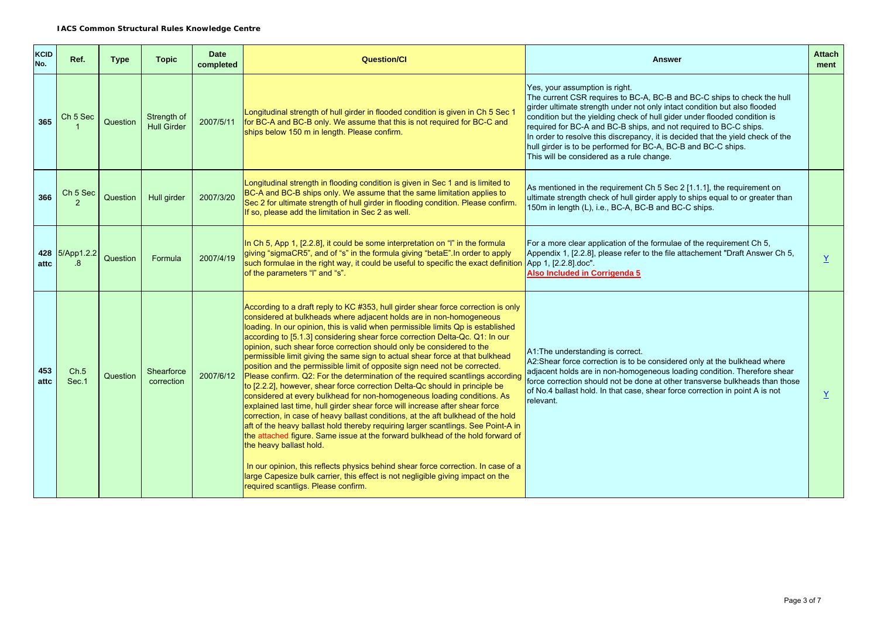**IACS Common Structural Rules Knowledge Centre**

| KCID No. | Ref. | Type | Topic | Date completed | Question/CI | Answer | Attachment |
|---|---|---|---|---|---|---|---|
| 365 | Ch 5 Sec 1 | Question | Strength of Hull Girder | 2007/5/11 | Longitudinal strength of hull girder in flooded condition is given in Ch 5 Sec 1 for BC-A and BC-B only. We assume that this is not required for BC-C and ships below 150 m in length. Please confirm. | Yes, your assumption is right.<br>The current CSR requires to BC-A, BC-B and BC-C ships to check the hull girder ultimate strength under not only intact condition but also flooded condition but the yielding check of hull gider under flooded condition is required for BC-A and BC-B ships, and not required to BC-C ships.<br>In order to resolve this discrepancy, it is decided that the yield check of the hull girder is to be performed for BC-A, BC-B and BC-C ships.<br>This will be considered as a rule change. | |
| 366 | Ch 5 Sec 2 | Question | Hull girder | 2007/3/20 | Longitudinal strength in flooding condition is given in Sec 1 and is limited to BC-A and BC-B ships only. We assume that the same limitation applies to Sec 2 for ultimate strength of hull girder in flooding condition. Please confirm. If so, please add the limitation in Sec 2 as well. | As mentioned in the requirement Ch 5 Sec 2 [1.1.1], the requirement on ultimate strength check of hull girder apply to ships equal to or greater than 150m in length (L), i.e., BC-A, BC-B and BC-C ships. | |
| 428 attc | 5/App1.2.2.8 | Question | Formula | 2007/4/19 | In Ch 5, App 1, [2.2.8], it could be some interpretation on "l" in the formula giving "sigmaCR5", and of "s" in the formula giving "betaE".In order to apply such formulae in the right way, it could be useful to specific the exact definition of the parameters "l" and "s". | For a more clear application of the formulae of the requirement Ch 5, Appendix 1, [2.2.8], please refer to the file attachement "Draft Answer Ch 5, App 1, [2.2.8].doc".<br>**Also Included in Corrigenda 5** | Y |
| 453 attc | Ch.5 Sec.1 | Question | Shearforce correction | 2007/6/12 | According to a draft reply to KC #353, hull girder shear force correction is only considered at bulkheads where adjacent holds are in non-homogeneous loading. In our opinion, this is valid when permissible limits Qp is established according to [5.1.3] considering shear force correction Delta-Qc. Q1: In our opinion, such shear force correction should only be considered to the permissible limit giving the same sign to actual shear force at that bulkhead position and the permissible limit of opposite sign need not be corrected. Please confirm. Q2: For the determination of the required scantlings according to [2.2.2], however, shear force correction Delta-Qc should in principle be considered at every bulkhead for non-homogeneous loading conditions. As explained last time, hull girder shear force will increase after shear force correction, in case of heavy ballast conditions, at the aft bulkhead of the hold aft of the heavy ballast hold thereby requiring larger scantlings. See Point-A in the attached figure. Same issue at the forward bulkhead of the hold forward of the heavy ballast hold.<br><br>In our opinion, this reflects physics behind shear force correction. In case of a large Capesize bulk carrier, this effect is not negligible giving impact on the required scantligs. Please confirm. | A1:The understanding is correct.<br>A2:Shear force correction is to be considered only at the bulkhead where adjacent holds are in non-homogeneous loading condition. Therefore shear force correction should not be done at other transverse bulkheads than those of No.4 ballast hold. In that case, shear force correction in point A is not relevant. | Y |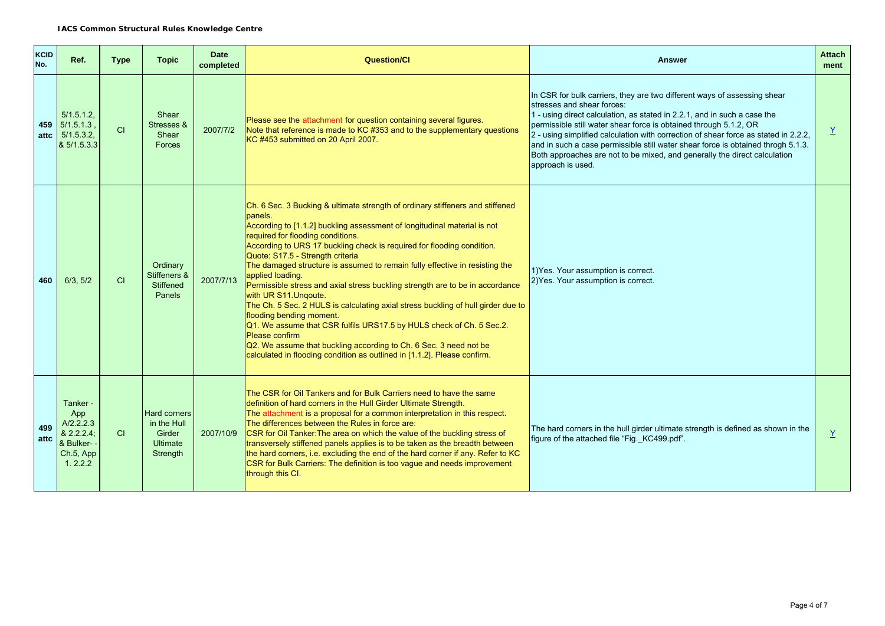**IACS Common Structural Rules Knowledge Centre**

| KCID No. | Ref. | Type | Topic | Date completed | Question/CI | Answer | Attach ment |
|---|---|---|---|---|---|---|---|
| 459 attc | 5/1.5.1.2, 5/1.5.1.3 , 5/1.5.3.2, & 5/1.5.3.3 | CI | Shear Stresses & Shear Forces | 2007/7/2 | Please see the attachment for question containing several figures.<br>Note that reference is made to KC #353 and to the supplementary questions KC #453 submitted on 20 April 2007. | In CSR for bulk carriers, they are two different ways of assessing shear stresses and shear forces:<br>1 - using direct calculation, as stated in 2.2.1, and in such a case the permissible still water shear force is obtained through 5.1.2, OR<br>2 - using simplified calculation with correction of shear force as stated in 2.2.2, and in such a case permissible still water shear force is obtained throgh 5.1.3.<br>Both approaches are not to be mixed, and generally the direct calculation approach is used. | Y |
| 460 | 6/3, 5/2 | CI | Ordinary Stiffeners & Stiffened Panels | 2007/7/13 | Ch. 6 Sec. 3 Bucking & ultimate strength of ordinary stiffeners and stiffened panels.<br>According to [1.1.2] buckling assessment of longitudinal material is not required for flooding conditions.<br>According to URS 17 buckling check is required for flooding condition.<br>Quote: S17.5 - Strength criteria<br>The damaged structure is assumed to remain fully effective in resisting the applied loading.<br>Permissible stress and axial stress buckling strength are to be in accordance with UR S11.Unqoute.<br>The Ch. 5 Sec. 2 HULS is calculating axial stress buckling of hull girder due to flooding bending moment.<br>Q1. We assume that CSR fulfils URS17.5 by HULS check of Ch. 5 Sec.2. Please confirm<br>Q2. We assume that buckling according to Ch. 6 Sec. 3 need not be calculated in flooding condition as outlined in [1.1.2]. Please confirm. | 1)Yes. Your assumption is correct.<br>2)Yes. Your assumption is correct. | |
| 499 attc | Tanker - App A/2.2.2.3 & 2.2.2.4; & Bulker- - Ch.5, App 1. 2.2.2 | CI | Hard corners in the Hull Girder Ultimate Strength | 2007/10/9 | The CSR for Oil Tankers and for Bulk Carriers need to have the same definition of hard corners in the Hull Girder Ultimate Strength.<br>The attachment is a proposal for a common interpretation in this respect.<br>The differences between the Rules in force are:<br>CSR for Oil Tanker:The area on which the value of the buckling stress of transversely stiffened panels applies is to be taken as the breadth between the hard corners, i.e. excluding the end of the hard corner if any. Refer to KC<br>CSR for Bulk Carriers: The definition is too vague and needs improvement through this CI. | The hard corners in the hull girder ultimate strength is defined as shown in the figure of the attached file "Fig._KC499.pdf". | Y |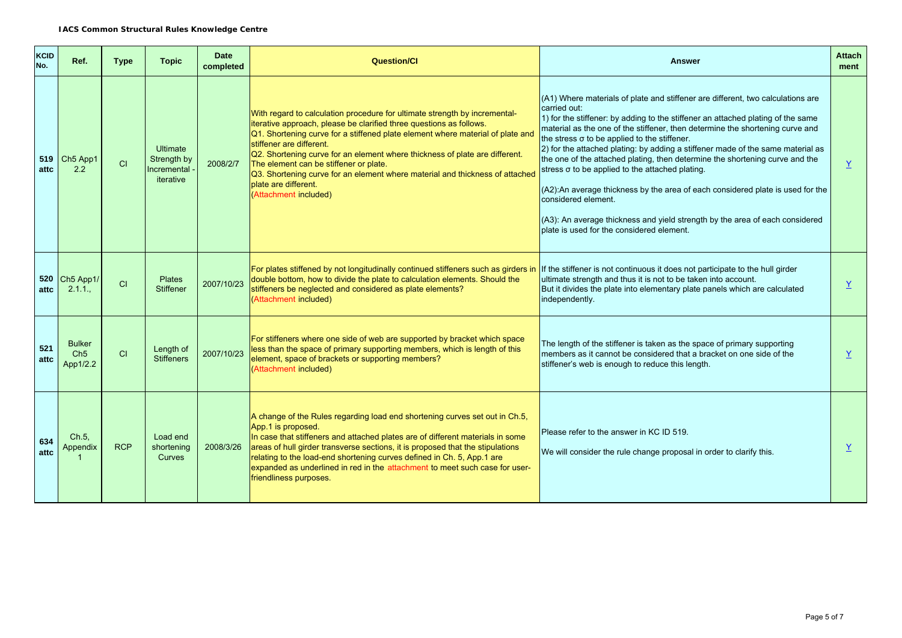| KCID No. | Ref. | Type | Topic | Date completed | Question/CI | Answer | Attach ment |
|---|---|---|---|---|---|---|---|
| 519 attc | Ch5 App1 2.2 | CI | Ultimate Strength by Incremental - iterative | 2008/2/7 | With regard to calculation procedure for ultimate strength by incremental-iterative approach, please be clarified three questions as follows.<br>Q1. Shortening curve for a stiffened plate element where material of plate and stiffener are different.<br>Q2. Shortening curve for an element where thickness of plate are different. The element can be stiffener or plate.<br>Q3. Shortening curve for an element where material and thickness of attached plate are different.<br>(Attachment included) | (A1) Where materials of plate and stiffener are different, two calculations are carried out:<br>1) for the stiffener: by adding to the stiffener an attached plating of the same material as the one of the stiffener, then determine the shortening curve and the stress σ to be applied to the stiffener.<br>2) for the attached plating: by adding a stiffener made of the same material as the one of the attached plating, then determine the shortening curve and the stress σ to be applied to the attached plating.<br><br>(A2):An average thickness by the area of each considered plate is used for the considered element.<br><br>(A3): An average thickness and yield strength by the area of each considered plate is used for the considered element. | Y |
| 520 attc | Ch5 App1/ 2.1.1., | CI | Plates Stiffener | 2007/10/23 | For plates stiffened by not longitudinally continued stiffeners such as girders in double bottom, how to divide the plate to calculation elements. Should the stiffeners be neglected and considered as plate elements?<br>(Attachment included) | If the stiffener is not continuous it does not participate to the hull girder ultimate strength and thus it is not to be taken into account.<br>But it divides the plate into elementary plate panels which are calculated independently. | Y |
| 521 attc | Bulker Ch5 App1/2.2 | CI | Length of Stiffeners | 2007/10/23 | For stiffeners where one side of web are supported by bracket which space less than the space of primary supporting members, which is length of this element, space of brackets or supporting members?<br>(Attachment included) | The length of the stiffener is taken as the space of primary supporting members as it cannot be considered that a bracket on one side of the stiffener's web is enough to reduce this length. | Y |
| 634 attc | Ch.5, Appendix 1 | RCP | Load end shortening Curves | 2008/3/26 | A change of the Rules regarding load end shortening curves set out in Ch.5, App.1 is proposed.<br>In case that stiffeners and attached plates are of different materials in some areas of hull girder transverse sections, it is proposed that the stipulations relating to the load-end shortening curves defined in Ch. 5, App.1 are expanded as underlined in red in the attachment to meet such case for user-friendliness purposes. | Please refer to the answer in KC ID 519.<br><br>We will consider the rule change proposal in order to clarify this. | Y |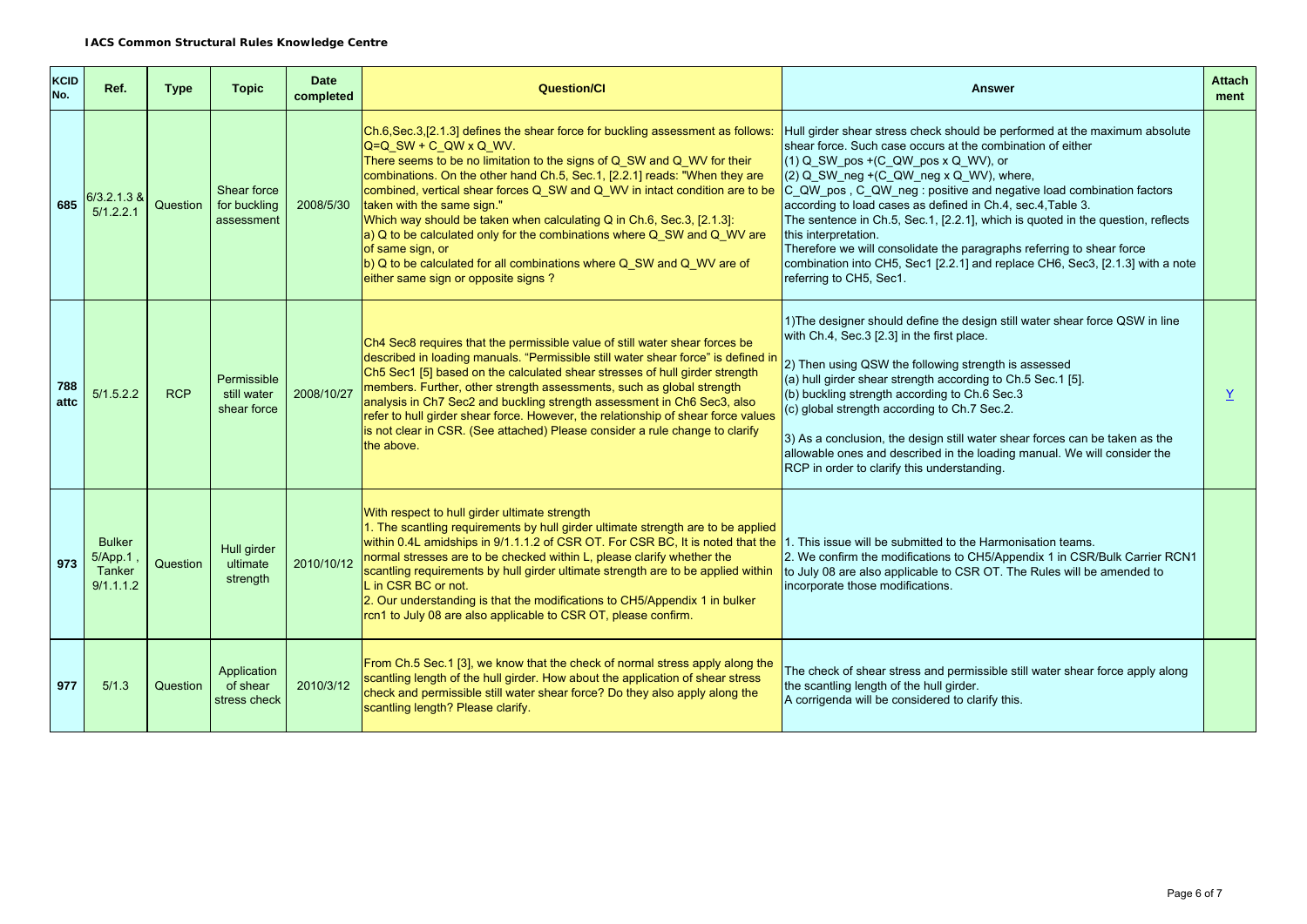| KCID No. | Ref. | Type | Topic | Date completed | Question/CI | Answer | Attach ment |
|---|---|---|---|---|---|---|---|
| 685 | 6/3.2.1.3 & 5/1.2.2.1 | Question | Shear force for buckling assessment | 2008/5/30 | Ch.6,Sec.3,[2.1.3] defines the shear force for buckling assessment as follows: $Q=Q_{SW} + C_{QW} \times Q_{WV}$.<br>There seems to be no limitation to the signs of $Q_{SW}$ and $Q_{WV}$ for their combinations. On the other hand Ch.5, Sec.1, [2.2.1] reads: "When they are combined, vertical shear forces $Q_{SW}$ and $Q_{WV}$ in intact condition are to be taken with the same sign."<br>Which way should be taken when calculating Q in Ch.6, Sec.3, [2.1.3]:<br>a) Q to be calculated only for the combinations where $Q_{SW}$ and $Q_{WV}$ are of same sign, or<br>b) Q to be calculated for all combinations where $Q_{SW}$ and $Q_{WV}$ are of either same sign or opposite signs ? | Hull girder shear stress check should be performed at the maximum absolute shear force. Such case occurs at the combination of either<br>(1) $Q_{SW\_pos} + (C_{QW\_pos} \times Q_{WV})$, or<br>(2) $Q_{SW\_neg} + (C_{QW\_neg} \times Q_{WV})$, where,<br>$C_{QW\_pos}$ , $C_{QW\_neg}$ : positive and negative load combination factors according to load cases as defined in Ch.4, sec.4,Table 3.<br>The sentence in Ch.5, Sec.1, [2.2.1], which is quoted in the question, reflects this interpretation.<br>Therefore we will consolidate the paragraphs referring to shear force combination into CH5, Sec1 [2.2.1] and replace CH6, Sec3, [2.1.3] with a note referring to CH5, Sec1. | |
| 788 attc | 5/1.5.2.2 | RCP | Permissible still water shear force | 2008/10/27 | Ch4 Sec8 requires that the permissible value of still water shear forces be described in loading manuals. "Permissible still water shear force" is defined in Ch5 Sec1 [5] based on the calculated shear stresses of hull girder strength members. Further, other strength assessments, such as global strength analysis in Ch7 Sec2 and buckling strength assessment in Ch6 Sec3, also refer to hull girder shear force. However, the relationship of shear force values is not clear in CSR. (See attached) Please consider a rule change to clarify the above. | 1)The designer should define the design still water shear force QSW in line with Ch.4, Sec.3 [2.3] in the first place.<br><br>2) Then using QSW the following strength is assessed<br>(a) hull girder shear strength according to Ch.5 Sec.1 [5].<br>(b) buckling strength according to Ch.6 Sec.3<br>(c) global strength according to Ch.7 Sec.2.<br><br>3) As a conclusion, the design still water shear forces can be taken as the allowable ones and described in the loading manual. We will consider the RCP in order to clarify this understanding. | Y |
| 973 | Bulker 5/App.1 , Tanker 9/1.1.1.2 | Question | Hull girder ultimate strength | 2010/10/12 | With respect to hull girder ultimate strength<br>1. The scantling requirements by hull girder ultimate strength are to be applied within 0.4L amidships in 9/1.1.1.2 of CSR OT. For CSR BC, It is noted that the normal stresses are to be checked within L, please clarify whether the scantling requirements by hull girder ultimate strength are to be applied within L in CSR BC or not.<br>2. Our understanding is that the modifications to CH5/Appendix 1 in bulker rcn1 to July 08 are also applicable to CSR OT, please confirm. | 1. This issue will be submitted to the Harmonisation teams.<br>2. We confirm the modifications to CH5/Appendix 1 in CSR/Bulk Carrier RCN1 to July 08 are also applicable to CSR OT. The Rules will be amended to incorporate those modifications. | |
| 977 | 5/1.3 | Question | Application of shear stress check | 2010/3/12 | From Ch.5 Sec.1 [3], we know that the check of normal stress apply along the scantling length of the hull girder. How about the application of shear stress check and permissible still water shear force? Do they also apply along the scantling length? Please clarify. | The check of shear stress and permissible still water shear force apply along the scantling length of the hull girder.<br>A corrigenda will be considered to clarify this. | |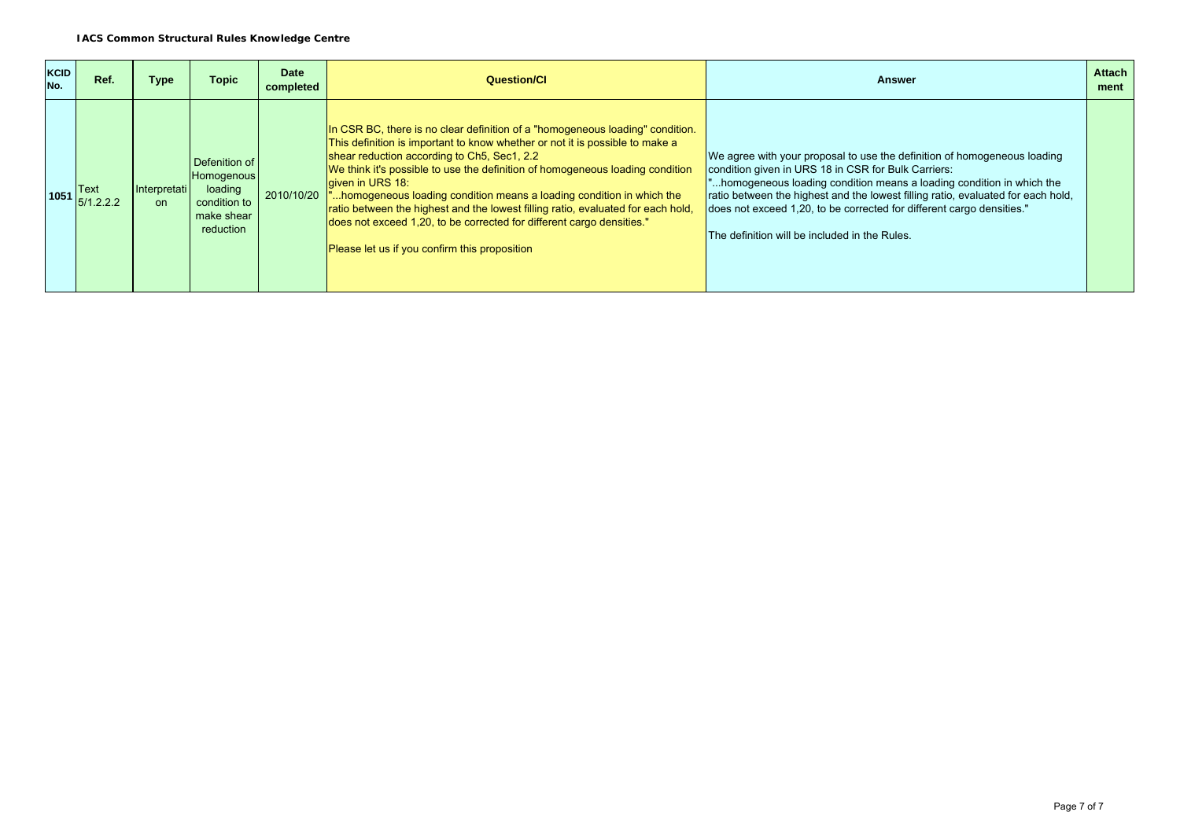**IACS Common Structural Rules Knowledge Centre**

| KCID No. | Ref. | Type | Topic | Date completed | Question/CI | Answer | Attachment |
|---|---|---|---|---|---|---|---|
| 1051 | Text 5/1.2.2.2 | Interpretation | Defenition of Homogenous loading condition to make shear reduction | 2010/10/20 | In CSR BC, there is no clear definition of a "homogeneous loading" condition. This definition is important to know whether or not it is possible to make a shear reduction according to Ch5, Sec1, 2.2<br>We think it's possible to use the definition of homogeneous loading condition given in URS 18:<br>"...homogeneous loading condition means a loading condition in which the ratio between the highest and the lowest filling ratio, evaluated for each hold, does not exceed 1,20, to be corrected for different cargo densities."<br>Please let us if you confirm this proposition | We agree with your proposal to use the definition of homogeneous loading condition given in URS 18 in CSR for Bulk Carriers:<br>"...homogeneous loading condition means a loading condition in which the ratio between the highest and the lowest filling ratio, evaluated for each hold, does not exceed 1,20, to be corrected for different cargo densities."<br>The definition will be included in the Rules. | |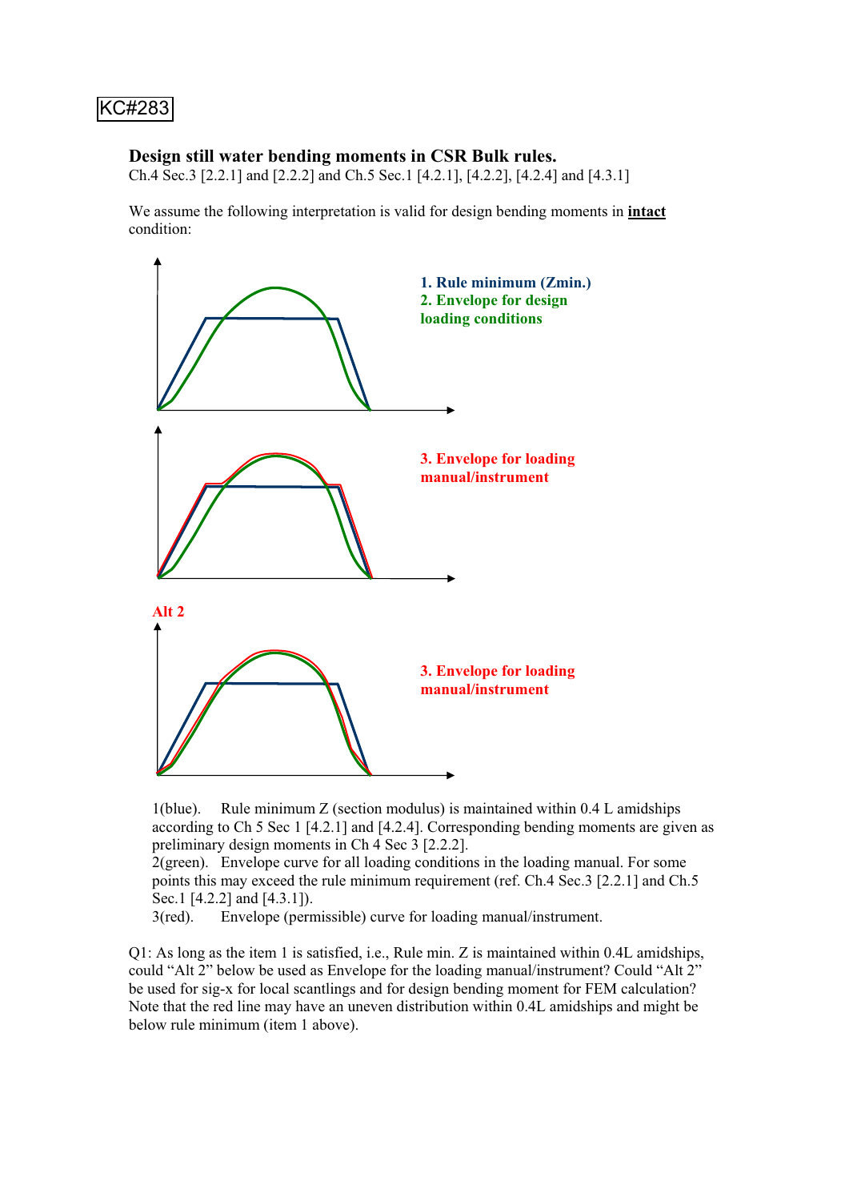KC#283

**Design still water bending moments in CSR Bulk rules.**
Ch.4 Sec.3 [2.2.1] and [2.2.2] and Ch.5 Sec.1 [4.2.1], [4.2.2], [4.2.4] and [4.3.1]

We assume the following interpretation is valid for design bending moments in **intact** condition:

**1. Rule minimum (Zmin.)**
**2. Envelope for design loading conditions**

**3. Envelope for loading manual/instrument**

**Alt 2**

**3. Envelope for loading manual/instrument**

1(blue). Rule minimum Z (section modulus) is maintained within 0.4 L amidships according to Ch 5 Sec 1 [4.2.1] and [4.2.4]. Corresponding bending moments are given as preliminary design moments in Ch 4 Sec 3 [2.2.2].
2(green). Envelope curve for all loading conditions in the loading manual. For some points this may exceed the rule minimum requirement (ref. Ch.4 Sec.3 [2.2.1] and Ch.5 Sec.1 [4.2.2] and [4.3.1]).
3(red). Envelope (permissible) curve for loading manual/instrument.

Q1: As long as the item 1 is satisfied, i.e., Rule min. Z is maintained within 0.4L amidships, could "Alt 2" below be used as Envelope for the loading manual/instrument? Could "Alt 2" be used for sig-x for local scantlings and for design bending moment for FEM calculation? Note that the red line may have an uneven distribution within 0.4L amidships and might be below rule minimum (item 1 above).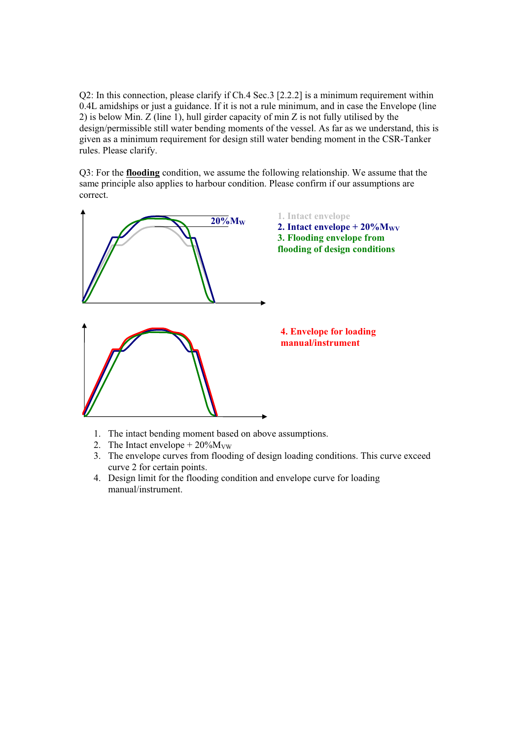Q2: In this connection, please clarify if Ch.4 Sec.3 [2.2.2] is a minimum requirement within 0.4L amidships or just a guidance. If it is not a rule minimum, and in case the Envelope (line 2) is below Min. Z (line 1), hull girder capacity of min Z is not fully utilised by the design/permissible still water bending moments of the vessel. As far as we understand, this is given as a minimum requirement for design still water bending moment in the CSR-Tanker rules. Please clarify.

Q3: For the **flooding** condition, we assume the following relationship. We assume that the same principle also applies to harbour condition. Please confirm if our assumptions are correct.

$20\%M_W$

1. Intact envelope
2. Intact envelope + $20\%M_{WV}$
3. Flooding envelope from flooding of design conditions

4. Envelope for loading manual/instrument

1. The intact bending moment based on above assumptions.
2. The Intact envelope + $20\%M_{VW}$
3. The envelope curves from flooding of design loading conditions. This curve exceed curve 2 for certain points.
4. Design limit for the flooding condition and envelope curve for loading manual/instrument.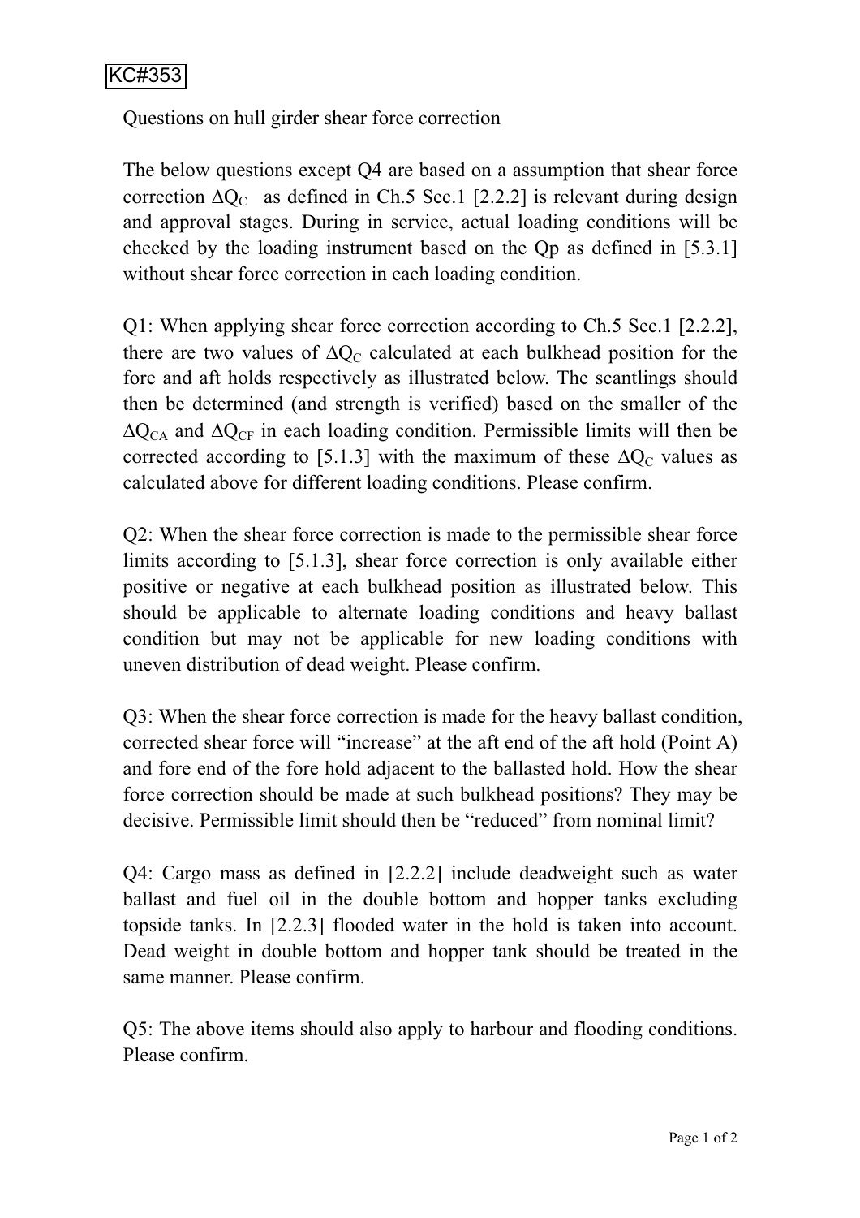KC#353

Questions on hull girder shear force correction

The below questions except Q4 are based on a assumption that shear force correction $\Delta Q_C$ as defined in Ch.5 Sec.1 [2.2.2] is relevant during design and approval stages. During in service, actual loading conditions will be checked by the loading instrument based on the Qp as defined in [5.3.1] without shear force correction in each loading condition.

Q1: When applying shear force correction according to Ch.5 Sec.1 [2.2.2], there are two values of $\Delta Q_C$ calculated at each bulkhead position for the fore and aft holds respectively as illustrated below. The scantlings should then be determined (and strength is verified) based on the smaller of the $\Delta Q_{CA}$ and $\Delta Q_{CF}$ in each loading condition. Permissible limits will then be corrected according to [5.1.3] with the maximum of these $\Delta Q_C$ values as calculated above for different loading conditions. Please confirm.

Q2: When the shear force correction is made to the permissible shear force limits according to [5.1.3], shear force correction is only available either positive or negative at each bulkhead position as illustrated below. This should be applicable to alternate loading conditions and heavy ballast condition but may not be applicable for new loading conditions with uneven distribution of dead weight. Please confirm.

Q3: When the shear force correction is made for the heavy ballast condition, corrected shear force will "increase" at the aft end of the aft hold (Point A) and fore end of the fore hold adjacent to the ballasted hold. How the shear force correction should be made at such bulkhead positions? They may be decisive. Permissible limit should then be "reduced" from nominal limit?

Q4: Cargo mass as defined in [2.2.2] include deadweight such as water ballast and fuel oil in the double bottom and hopper tanks excluding topside tanks. In [2.2.3] flooded water in the hold is taken into account. Dead weight in double bottom and hopper tank should be treated in the same manner. Please confirm.

Q5: The above items should also apply to harbour and flooding conditions. Please confirm.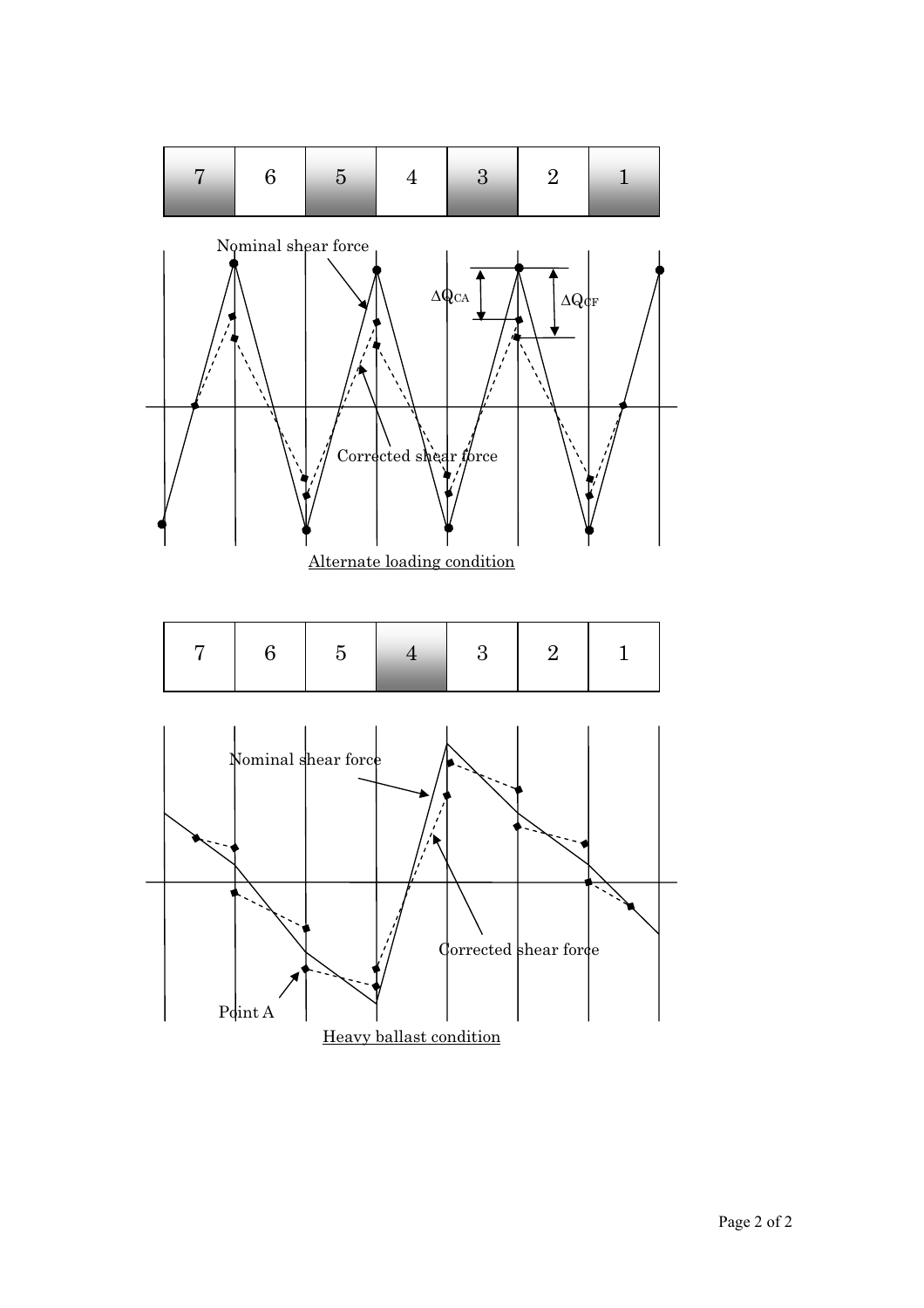| 7 | 6 | 5 | 4 | 3 | 2 | 1 |
|---|---|---|---|---|---|---|

Nominal shear force

$\Delta Q_{CA}$

$\Delta Q_{CF}$

Corrected shear force

Alternate loading condition

| 7 | 6 | 5 | 4 | 3 | 2 | 1 |
|---|---|---|---|---|---|---|

Nominal shear force

Corrected shear force

Point A

Heavy ballast condition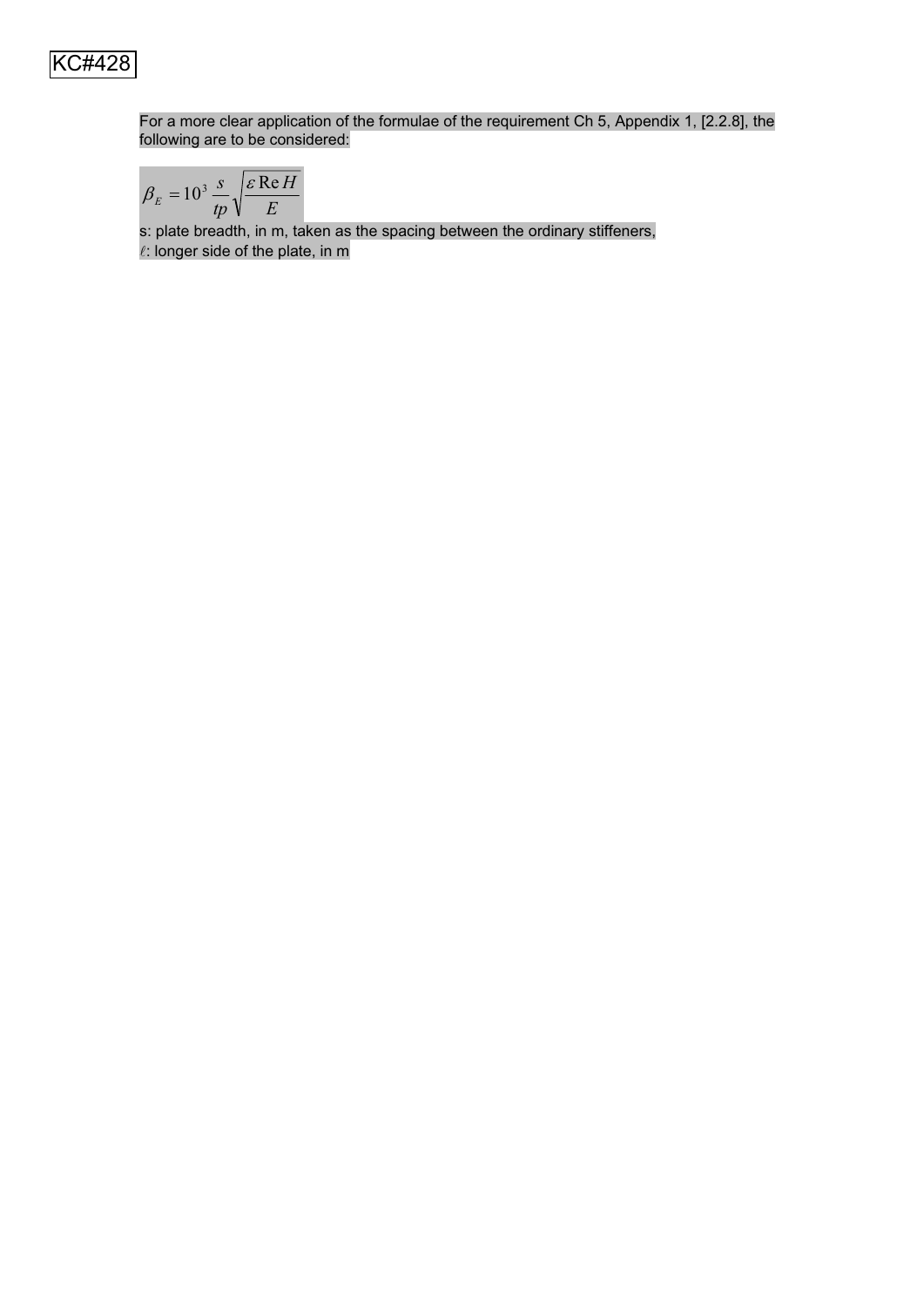KC#428

For a more clear application of the formulae of the requirement Ch 5, Appendix 1, [2.2.8], the following are to be considered:

$$\beta_E = 10^3 \frac{s}{tp} \sqrt{\frac{\varepsilon \, \mathrm{Re}\, H}{E}}$$

s: plate breadth, in m, taken as the spacing between the ordinary stiffeners,

$\ell$: longer side of the plate, in m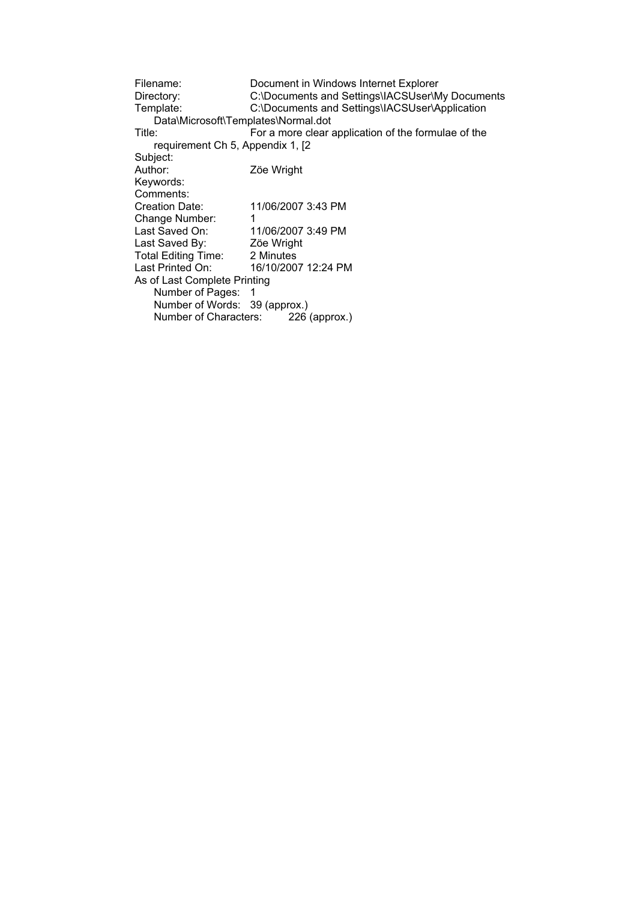Filename: Document in Windows Internet Explorer
Directory: C:\Documents and Settings\IACSUser\My Documents
Template: C:\Documents and Settings\IACSUser\Application Data\Microsoft\Templates\Normal.dot
Title: For a more clear application of the formulae of the requirement Ch 5, Appendix 1, [2
Subject:
Author: Zöe Wright
Keywords:
Comments:
Creation Date: 11/06/2007 3:43 PM
Change Number: 1
Last Saved On: 11/06/2007 3:49 PM
Last Saved By: Zöe Wright
Total Editing Time: 2 Minutes
Last Printed On: 16/10/2007 12:24 PM
As of Last Complete Printing
Number of Pages: 1
Number of Words: 39 (approx.)
Number of Characters: 226 (approx.)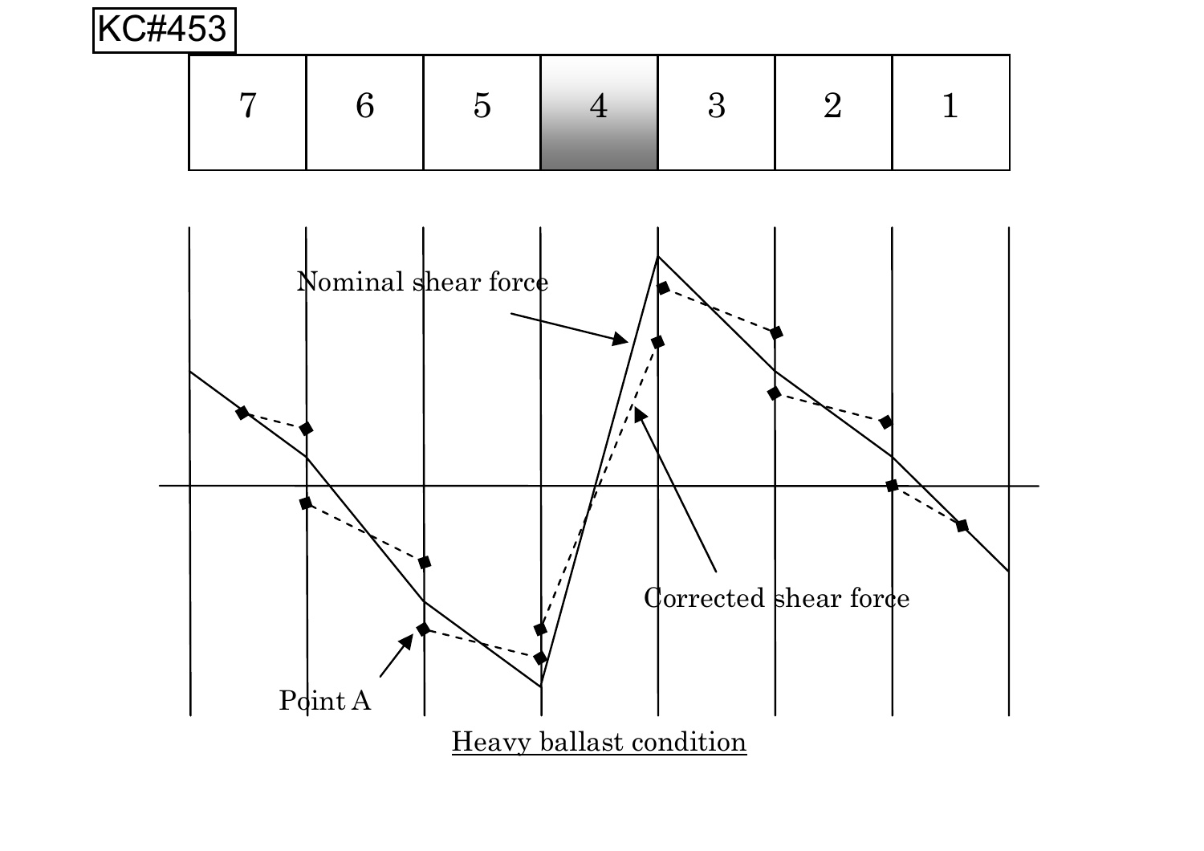KC#453

| 7 | 6 | 5 | 4 | 3 | 2 | 1 |
|---|---|---|---|---|---|---|

Nominal shear force

Corrected shear force

Point A

Heavy ballast condition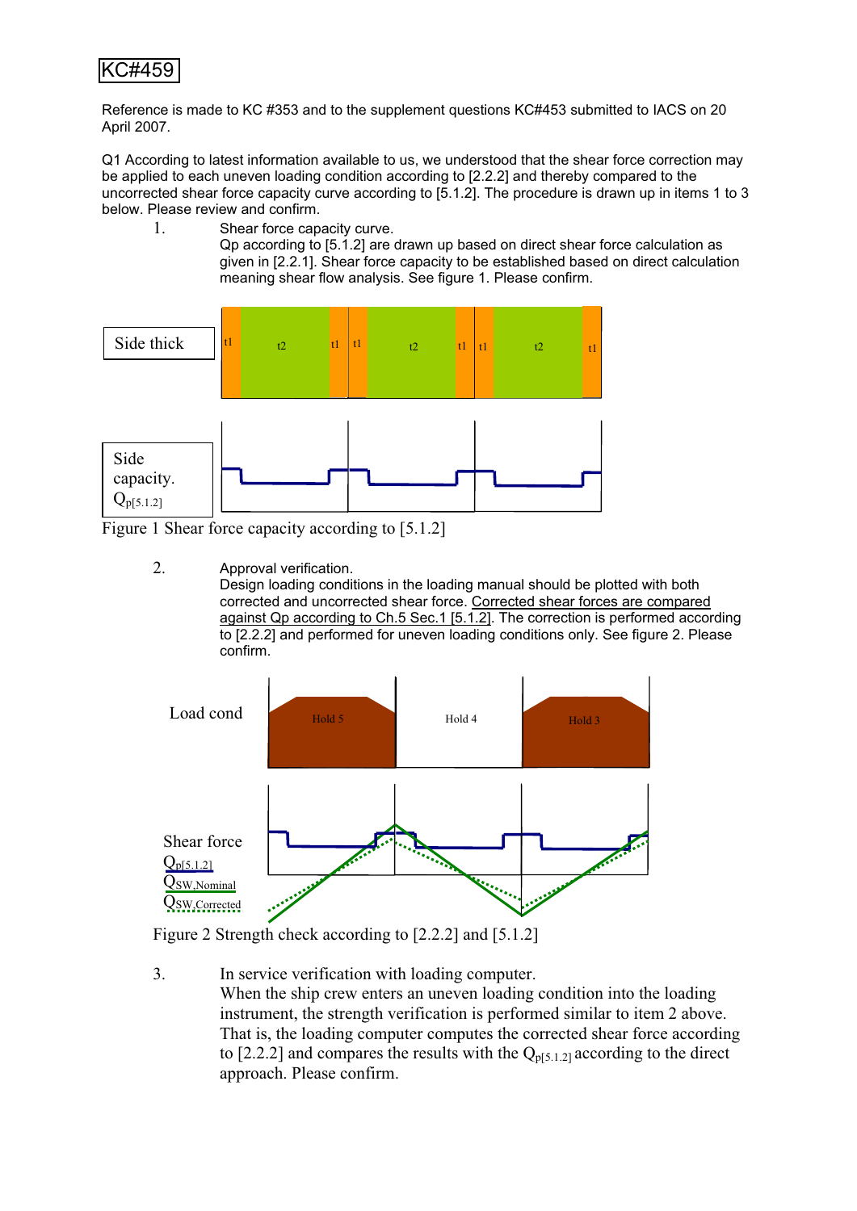KC#459

Reference is made to KC #353 and to the supplement questions KC#453 submitted to IACS on 20 April 2007.

Q1 According to latest information available to us, we understood that the shear force correction may be applied to each uneven loading condition according to [2.2.2] and thereby compared to the uncorrected shear force capacity curve according to [5.1.2]. The procedure is drawn up in items 1 to 3 below. Please review and confirm.

1. Shear force capacity curve.
   Qp according to [5.1.2] are drawn up based on direct shear force calculation as given in [2.2.1]. Shear force capacity to be established based on direct calculation meaning shear flow analysis. See figure 1. Please confirm.

Side thick

t1 | t2 | t1 | t1 | t2 | t1 | t1 | t2 | t1

Side capacity. $Q_{p[5.1.2]}$

Figure 1 Shear force capacity according to [5.1.2]

2. Approval verification.
   Design loading conditions in the loading manual should be plotted with both corrected and uncorrected shear force. Corrected shear forces are compared against Qp according to Ch.5 Sec.1 [5.1.2]. The correction is performed according to [2.2.2] and performed for uneven loading conditions only. See figure 2. Please confirm.

Load cond

Hold 5 | Hold 4 | Hold 3

Shear force

$Q_{p[5.1.2]}$

$Q_{SW,Nominal}$

$Q_{SW,Corrected}$

Figure 2 Strength check according to [2.2.2] and [5.1.2]

3. In service verification with loading computer.
   When the ship crew enters an uneven loading condition into the loading instrument, the strength verification is performed similar to item 2 above. That is, the loading computer computes the corrected shear force according to [2.2.2] and compares the results with the $Q_{p[5.1.2]}$ according to the direct approach. Please confirm.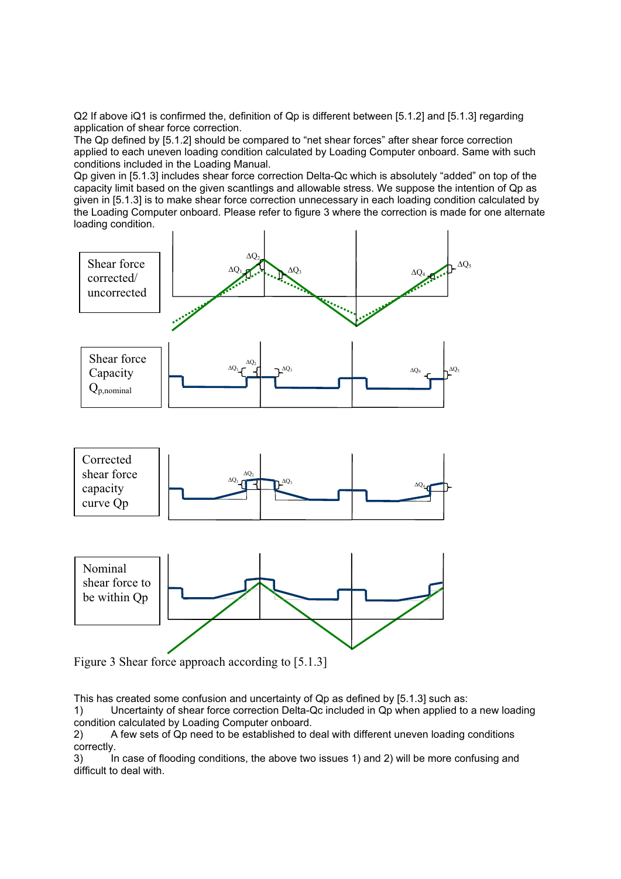Q2 If above iQ1 is confirmed the, definition of Qp is different between [5.1.2] and [5.1.3] regarding application of shear force correction.

The Qp defined by [5.1.2] should be compared to "net shear forces" after shear force correction applied to each uneven loading condition calculated by Loading Computer onboard. Same with such conditions included in the Loading Manual.

Qp given in [5.1.3] includes shear force correction Delta-Qc which is absolutely "added" on top of the capacity limit based on the given scantlings and allowable stress. We suppose the intention of Qp as given in [5.1.3] is to make shear force correction unnecessary in each loading condition calculated by the Loading Computer onboard. Please refer to figure 3 where the correction is made for one alternate loading condition.

Shear force corrected/ uncorrected

$\Delta Q_1$ $\Delta Q_2$ $\Delta Q_3$ $\Delta Q_4$ $\Delta Q_5$

Shear force Capacity $Q_{p,nominal}$

$\Delta Q_1$ $\Delta Q_2$ $\Delta Q_3$ $\Delta Q_4$ $\Delta Q_5$

Corrected shear force capacity curve Qp

$\Delta Q_1$ $\Delta Q_2$ $\Delta Q_3$ $\Delta Q_4$

Nominal shear force to be within Qp

Figure 3 Shear force approach according to [5.1.3]

This has created some confusion and uncertainty of Qp as defined by [5.1.3] such as:

1) Uncertainty of shear force correction Delta-Qc included in Qp when applied to a new loading condition calculated by Loading Computer onboard.
2) A few sets of Qp need to be established to deal with different uneven loading conditions correctly.
3) In case of flooding conditions, the above two issues 1) and 2) will be more confusing and difficult to deal with.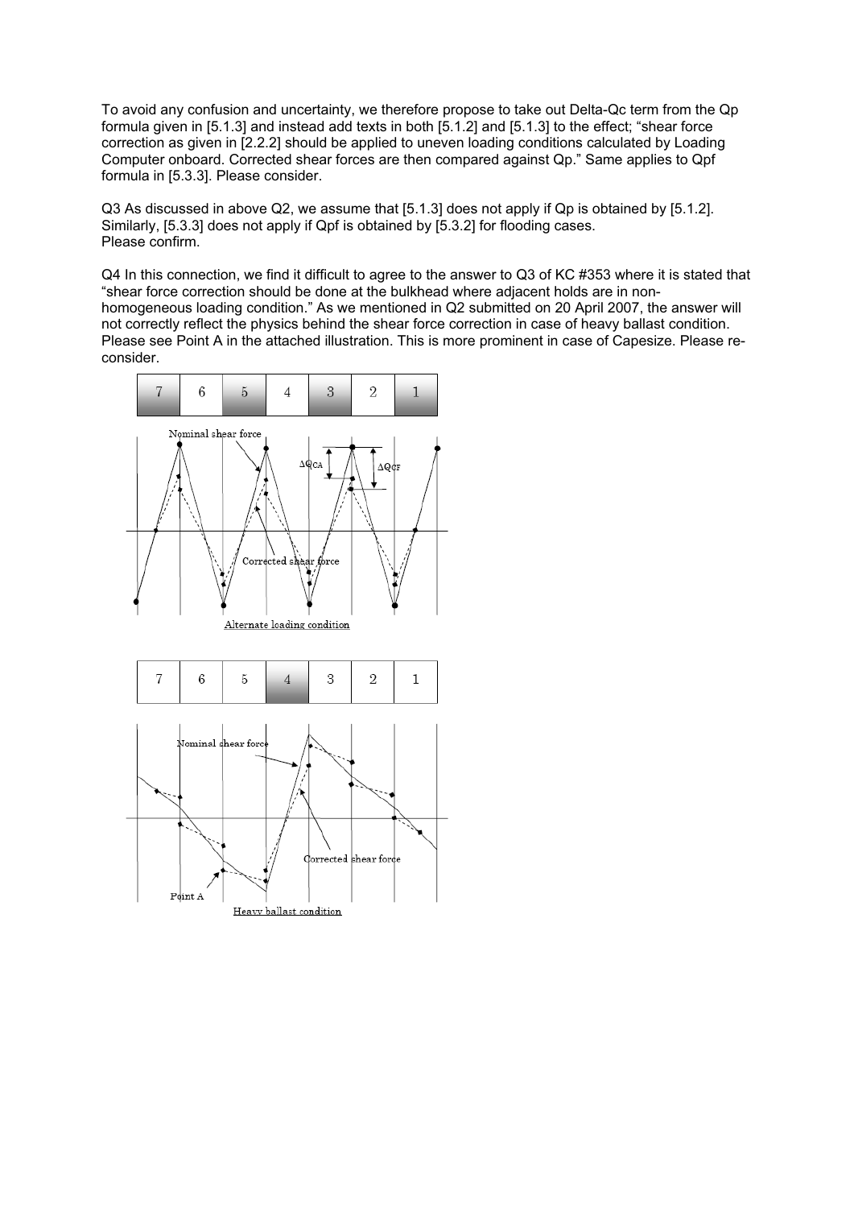To avoid any confusion and uncertainty, we therefore propose to take out Delta-Qc term from the Qp formula given in [5.1.3] and instead add texts in both [5.1.2] and [5.1.3] to the effect; "shear force correction as given in [2.2.2] should be applied to uneven loading conditions calculated by Loading Computer onboard. Corrected shear forces are then compared against Qp." Same applies to Qpf formula in [5.3.3]. Please consider.

Q3 As discussed in above Q2, we assume that [5.1.3] does not apply if Qp is obtained by [5.1.2]. Similarly, [5.3.3] does not apply if Qpf is obtained by [5.3.2] for flooding cases. Please confirm.

Q4 In this connection, we find it difficult to agree to the answer to Q3 of KC #353 where it is stated that "shear force correction should be done at the bulkhead where adjacent holds are in non-homogeneous loading condition." As we mentioned in Q2 submitted on 20 April 2007, the answer will not correctly reflect the physics behind the shear force correction in case of heavy ballast condition. Please see Point A in the attached illustration. This is more prominent in case of Capesize. Please re-consider.

| 7 | 6 | 5 | 4 | 3 | 2 | 1 |
|---|---|---|---|---|---|---|

Nominal shear force

$\Delta Q_{CA}$

$\Delta Q_{CF}$

Corrected shear force

Alternate loading condition

| 7 | 6 | 5 | 4 | 3 | 2 | 1 |
|---|---|---|---|---|---|---|

Nominal shear force

Corrected shear force

Point A

Heavy ballast condition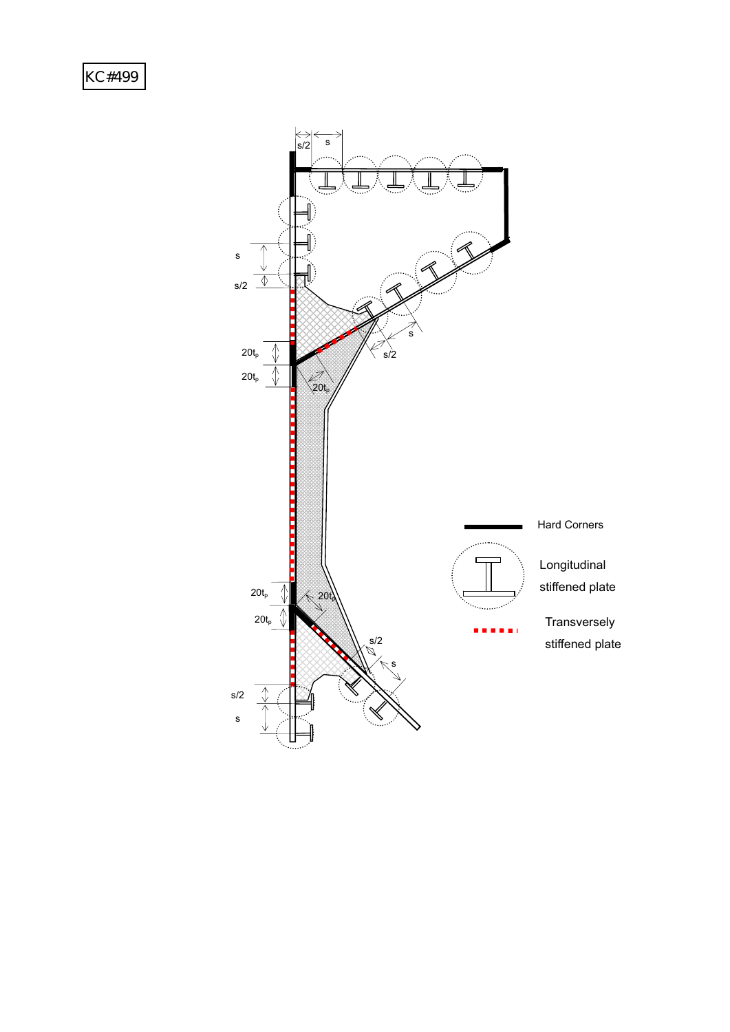KC#499

s/2 s

s

s/2

$20t_p$

$20t_p$

$20t_p$

s

s/2

$20t_p$

$20t_p$

$20t_p$

s/2

s

s/2

s

Hard Corners

Longitudinal stiffened plate

Transversely stiffened plate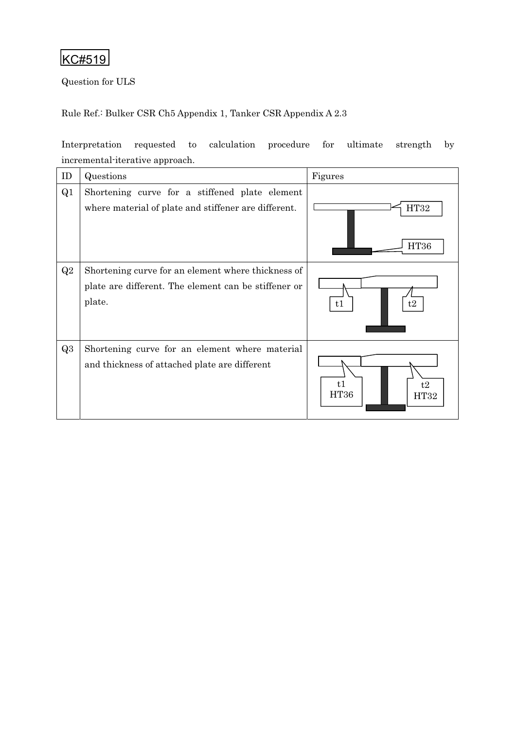KC#519

Question for ULS

Rule Ref.: Bulker CSR Ch5 Appendix 1, Tanker CSR Appendix A 2.3

Interpretation requested to calculation procedure for ultimate strength by incremental-iterative approach.

| ID | Questions | Figures |
|---|---|---|
| Q1 | Shortening curve for a stiffened plate element where material of plate and stiffener are different. | HT32<br>HT36 |
| Q2 | Shortening curve for an element where thickness of plate are different. The element can be stiffener or plate. | t1<br>t2 |
| Q3 | Shortening curve for an element where material and thickness of attached plate are different | t1 HT36<br>t2 HT32 |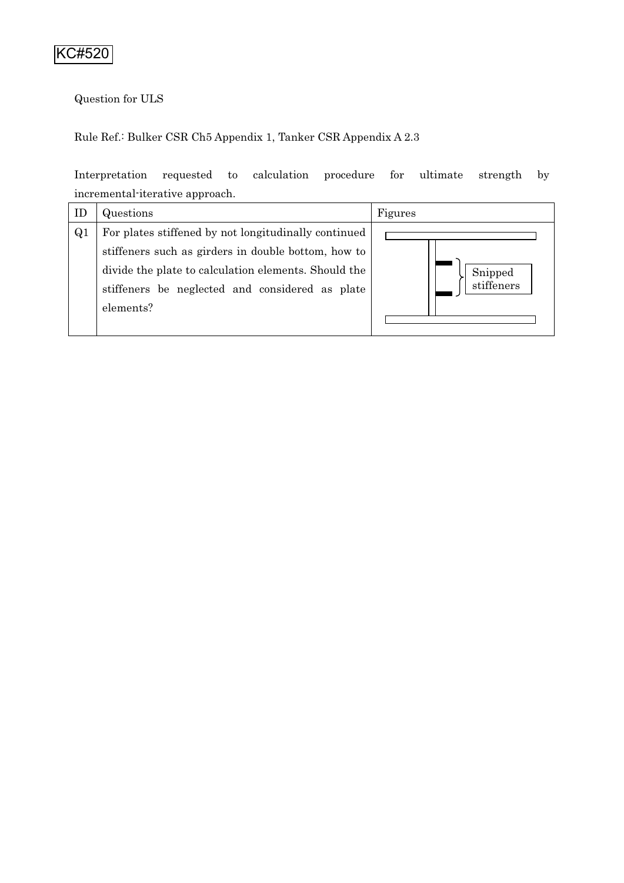KC#520

Question for ULS

Rule Ref.: Bulker CSR Ch5 Appendix 1, Tanker CSR Appendix A 2.3

Interpretation requested to calculation procedure for ultimate strength by incremental-iterative approach.

| ID | Questions | Figures |
|---|---|---|
| Q1 | For plates stiffened by not longitudinally continued stiffeners such as girders in double bottom, how to divide the plate to calculation elements. Should the stiffeners be neglected and considered as plate elements? | Snipped stiffeners |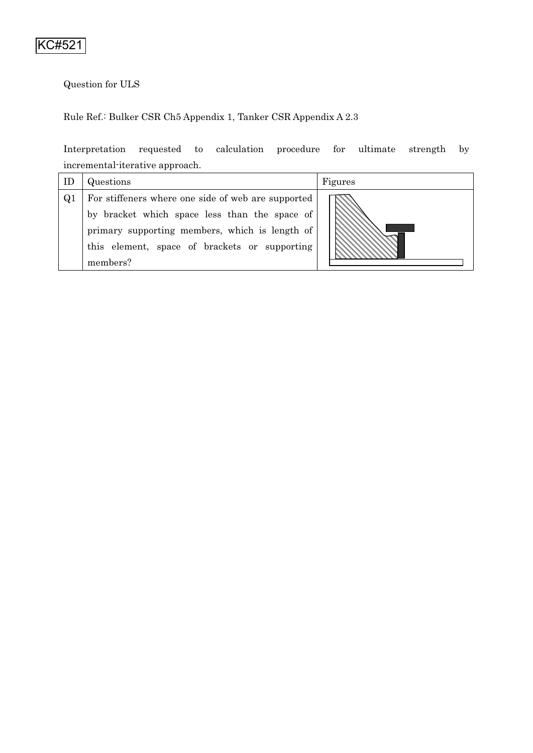KC#521

Question for ULS

Rule Ref.: Bulker CSR Ch5 Appendix 1, Tanker CSR Appendix A 2.3

Interpretation requested to calculation procedure for ultimate strength by incremental-iterative approach.

| ID | Questions | Figures |
|---|---|---|
| Q1 | For stiffeners where one side of web are supported by bracket which space less than the space of primary supporting members, which is length of this element, space of brackets or supporting members? | |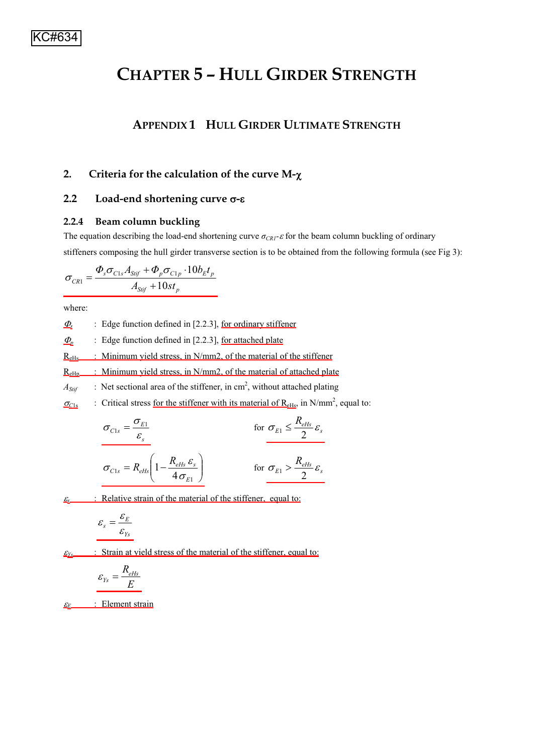KC#634

# CHAPTER 5 – HULL GIRDER STRENGTH

## APPENDIX 1 HULL GIRDER ULTIMATE STRENGTH

## 2. Criteria for the calculation of the curve M-χ

## 2.2 Load-end shortening curve σ-ε

### 2.2.4 Beam column buckling

The equation describing the load-end shortening curve $\sigma_{CR1}$-$\varepsilon$ for the beam column buckling of ordinary stiffeners composing the hull girder transverse section is to be obtained from the following formula (see Fig 3):

$$\sigma_{CR1} = \frac{\Phi_s \sigma_{C1s} A_{Stif} + \Phi_p \sigma_{C1p} \cdot 10 b_E t_p}{A_{Stif} + 10 s t_p}$$

where:

$\Phi_s$ : Edge function defined in [2.2.3], for ordinary stiffener

$\Phi_p$ : Edge function defined in [2.2.3], for attached plate

$R_{eHs}$ : Minimum yield stress, in N/mm2, of the material of the stiffener

$R_{eHp}$ : Minimum yield stress, in N/mm2, of the material of attached plate

$A_{Stif}$ : Net sectional area of the stiffener, in cm$^2$, without attached plating

$\sigma_{C1s}$ : Critical stress for the stiffener with its material of $R_{eHs}$, in N/mm$^2$, equal to:

$$\sigma_{C1s} = \frac{\sigma_{E1}}{\varepsilon_s} \qquad \text{for } \sigma_{E1} \le \frac{R_{eHs}}{2} \varepsilon_s$$

$$\sigma_{C1s} = R_{eHs}\left(1 - \frac{R_{eHs}\,\varepsilon_s}{4\sigma_{E1}}\right) \qquad \text{for } \sigma_{E1} > \frac{R_{eHs}}{2} \varepsilon_s$$

$\varepsilon_s$ : Relative strain of the material of the stiffener, equal to:

$$\varepsilon_s = \frac{\varepsilon_E}{\varepsilon_{Ys}}$$

$\varepsilon_{Ys}$ : Strain at yield stress of the material of the stiffener, equal to:

$$\varepsilon_{Ys} = \frac{R_{eHs}}{E}$$

$\varepsilon_E$ : Element strain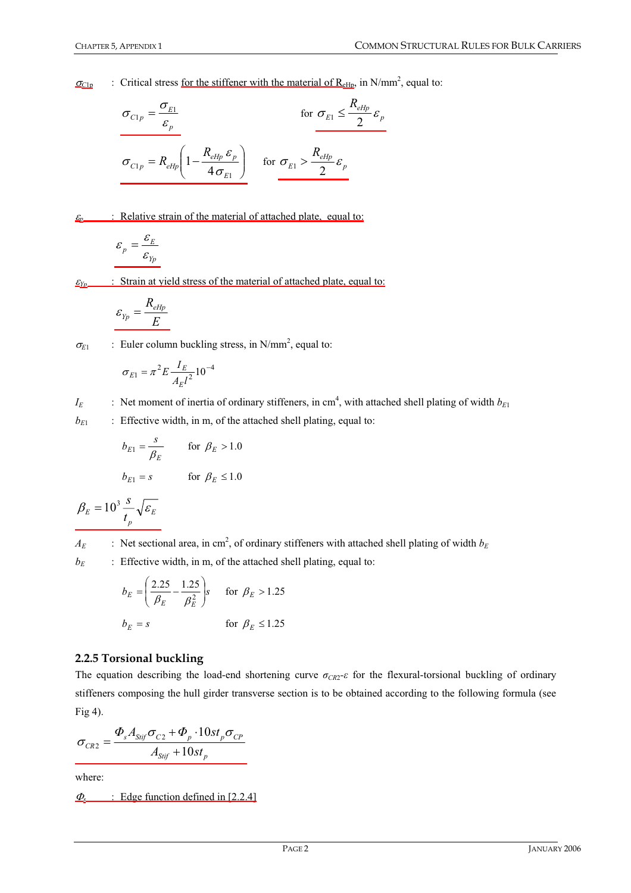$\sigma_{C1p}$ : Critical stress for the stiffener with the material of $R_{eHp}$, in N/mm², equal to:

$$\sigma_{C1p} = \frac{\sigma_{E1}}{\varepsilon_p} \qquad \text{for } \sigma_{E1} \le \frac{R_{eHp}}{2}\varepsilon_p$$

$$\sigma_{C1p} = R_{eHp}\left(1 - \frac{R_{eHp}\,\varepsilon_p}{4\sigma_{E1}}\right) \qquad \text{for } \sigma_{E1} > \frac{R_{eHp}}{2}\varepsilon_p$$

$\varepsilon_p$ : Relative strain of the material of attached plate, equal to:

$$\varepsilon_p = \frac{\varepsilon_E}{\varepsilon_{Yp}}$$

$\varepsilon_{Yp}$ : Strain at yield stress of the material of attached plate, equal to:

$$\varepsilon_{Yp} = \frac{R_{eHp}}{E}$$

$\sigma_{E1}$ : Euler column buckling stress, in N/mm², equal to:

$$\sigma_{E1} = \pi^2 E \frac{I_E}{A_E l^2} 10^{-4}$$

$I_E$ : Net moment of inertia of ordinary stiffeners, in cm⁴, with attached shell plating of width $b_{E1}$

$b_{E1}$ : Effective width, in m, of the attached shell plating, equal to:

$$b_{E1} = \frac{s}{\beta_E} \qquad \text{for } \beta_E > 1.0$$

$$b_{E1} = s \qquad \text{for } \beta_E \le 1.0$$

$$\beta_E = 10^3 \frac{s}{t_p}\sqrt{\varepsilon_E}$$

$A_E$ : Net sectional area, in cm², of ordinary stiffeners with attached shell plating of width $b_E$

$b_E$ : Effective width, in m, of the attached shell plating, equal to:

$$b_E = \left(\frac{2.25}{\beta_E} - \frac{1.25}{\beta_E^2}\right)s \qquad \text{for } \beta_E > 1.25$$

$$b_E = s \qquad \text{for } \beta_E \le 1.25$$

### 2.2.5 Torsional buckling

The equation describing the load-end shortening curve $\sigma_{CR2}$-$\varepsilon$ for the flexural-torsional buckling of ordinary stiffeners composing the hull girder transverse section is to be obtained according to the following formula (see Fig 4).

$$\sigma_{CR2} = \frac{\Phi_s A_{Stif}\,\sigma_{C2} + \Phi_p \cdot 10 s t_p \sigma_{CP}}{A_{Stif} + 10 s t_p}$$

where:

$\Phi_s$ : Edge function defined in [2.2.4]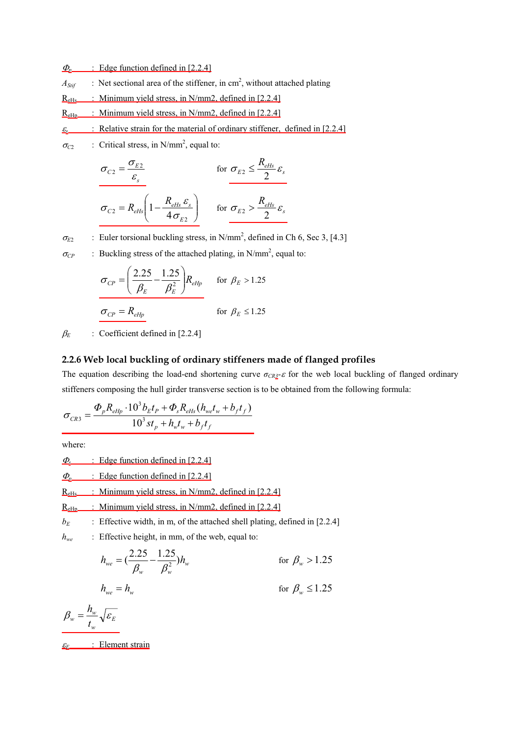$\Phi_p$ : Edge function defined in [2.2.4]

$A_{Stif}$ : Net sectional area of the stiffener, in cm$^2$, without attached plating

$R_{eHs}$ : Minimum yield stress, in N/mm2, defined in [2.2.4]

$R_{eHp}$ : Minimum yield stress, in N/mm2, defined in [2.2.4]

$\varepsilon_s$ : Relative strain for the material of ordinary stiffener, defined in [2.2.4]

$\sigma_{C2}$ : Critical stress, in N/mm$^2$, equal to:

$$\sigma_{C2} = \frac{\sigma_{E2}}{\varepsilon_s} \quad \text{for } \sigma_{E2} \le \frac{R_{eHs}}{2}\varepsilon_s$$

$$\sigma_{C2} = R_{eHs}\left(1 - \frac{R_{eHs}\,\varepsilon_s}{4\sigma_{E2}}\right) \quad \text{for } \sigma_{E2} > \frac{R_{eHs}}{2}\varepsilon_s$$

$\sigma_{E2}$ : Euler torsional buckling stress, in N/mm$^2$, defined in Ch 6, Sec 3, [4.3]

$\sigma_{CP}$ : Buckling stress of the attached plating, in N/mm$^2$, equal to:

$$\sigma_{CP} = \left(\frac{2.25}{\beta_E} - \frac{1.25}{\beta_E^2}\right) R_{eHp} \quad \text{for } \beta_E > 1.25$$

$$\sigma_{CP} = R_{eHp} \quad \text{for } \beta_E \le 1.25$$

$\beta_E$ : Coefficient defined in [2.2.4]

### 2.2.6 Web local buckling of ordinary stiffeners made of flanged profiles

The equation describing the load-end shortening curve $\sigma_{CR3}$-$\varepsilon$ for the web local buckling of flanged ordinary stiffeners composing the hull girder transverse section is to be obtained from the following formula:

$$\sigma_{CR3} = \frac{\Phi_p R_{eHp} \cdot 10^3 b_E t_P + \Phi_s R_{eHs}(h_{we} t_w + b_f t_f)}{10^3 s t_p + h_w t_w + b_f t_f}$$

where:

$\Phi_s$ : Edge function defined in [2.2.4]

$\Phi_p$ : Edge function defined in [2.2.4]

$R_{eHs}$ : Minimum yield stress, in N/mm2, defined in [2.2.4]

$R_{eHp}$ : Minimum yield stress, in N/mm2, defined in [2.2.4]

$b_E$ : Effective width, in m, of the attached shell plating, defined in [2.2.4]

$h_{we}$ : Effective height, in mm, of the web, equal to:

$$h_{we} = \left(\frac{2.25}{\beta_w} - \frac{1.25}{\beta_w^2}\right) h_w \quad \text{for } \beta_w > 1.25$$

$$h_{we} = h_w \quad \text{for } \beta_w \le 1.25$$

$$\beta_w = \frac{h_w}{t_w}\sqrt{\varepsilon_E}$$

$\varepsilon_E$ : Element strain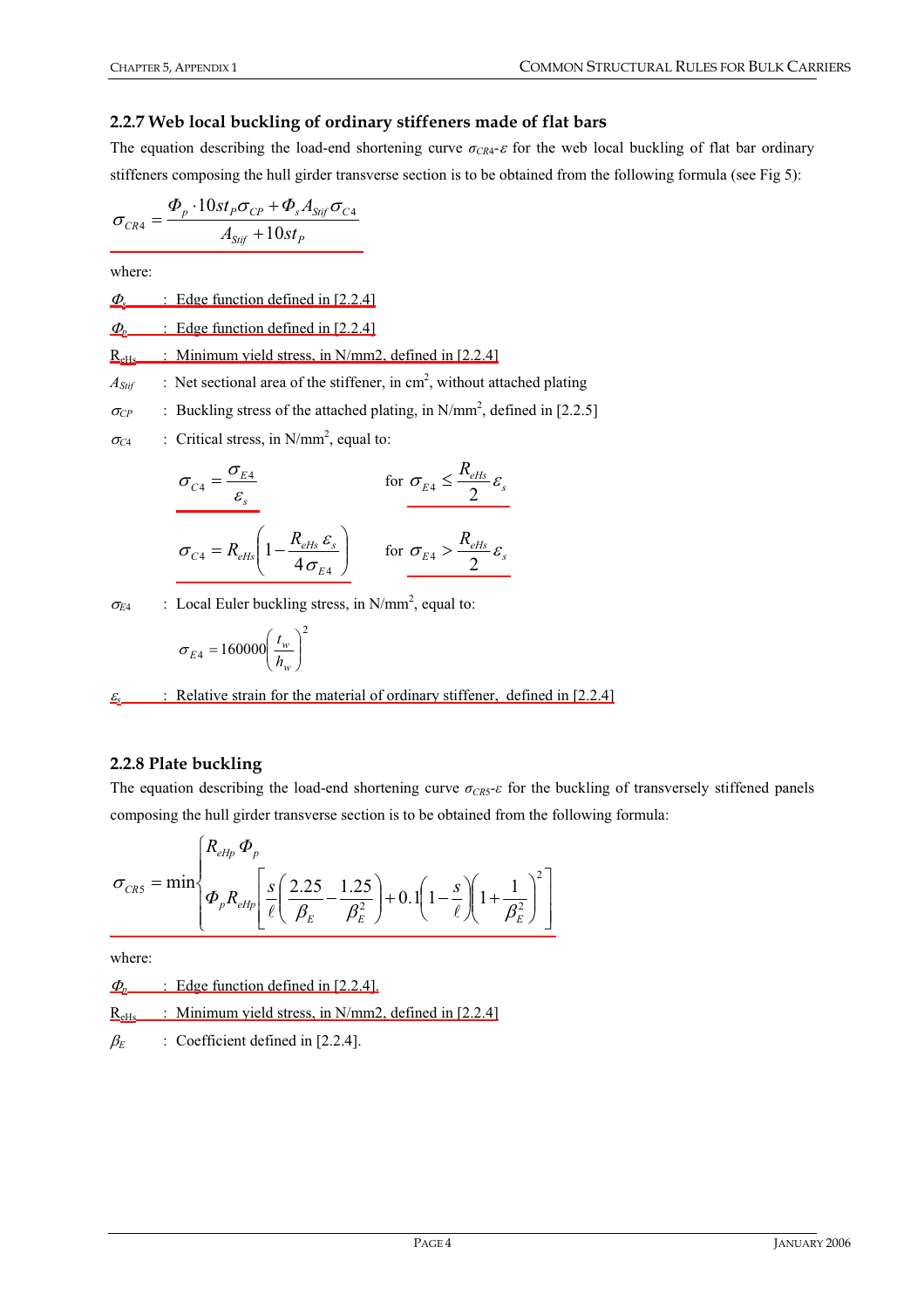### 2.2.7 Web local buckling of ordinary stiffeners made of flat bars

The equation describing the load-end shortening curve $\sigma_{CR4}$-$\varepsilon$ for the web local buckling of flat bar ordinary stiffeners composing the hull girder transverse section is to be obtained from the following formula (see Fig 5):

$$\sigma_{CR4} = \frac{\Phi_p \cdot 10st_P\sigma_{CP} + \Phi_s A_{Stif}\sigma_{C4}}{A_{Stif} + 10st_P}$$

where:

$\Phi_s$ : Edge function defined in [2.2.4]

$\Phi_p$ : Edge function defined in [2.2.4]

$R_{eHs}$ : Minimum yield stress, in N/mm2, defined in [2.2.4]

$A_{Stif}$ : Net sectional area of the stiffener, in cm$^2$, without attached plating

$\sigma_{CP}$ : Buckling stress of the attached plating, in N/mm$^2$, defined in [2.2.5]

$\sigma_{C4}$ : Critical stress, in N/mm$^2$, equal to:

$$\sigma_{C4} = \frac{\sigma_{E4}}{\varepsilon_s} \qquad \text{for } \sigma_{E4} \le \frac{R_{eHs}}{2}\varepsilon_s$$

$$\sigma_{C4} = R_{eHs}\left(1 - \frac{R_{eHs}\,\varepsilon_s}{4\sigma_{E4}}\right) \qquad \text{for } \sigma_{E4} > \frac{R_{eHs}}{2}\varepsilon_s$$

$\sigma_{E4}$ : Local Euler buckling stress, in N/mm$^2$, equal to:

$$\sigma_{E4} = 160000\left(\frac{t_w}{h_w}\right)^2$$

$\varepsilon_s$ : Relative strain for the material of ordinary stiffener, defined in [2.2.4]

### 2.2.8 Plate buckling

The equation describing the load-end shortening curve $\sigma_{CR5}$-$\varepsilon$ for the buckling of transversely stiffened panels composing the hull girder transverse section is to be obtained from the following formula:

$$\sigma_{CR5} = \min\begin{cases} R_{eHp}\,\Phi_p \\ \Phi_p R_{eHp}\left[\dfrac{s}{\ell}\left(\dfrac{2.25}{\beta_E} - \dfrac{1.25}{\beta_E^2}\right) + 0.1\left(1 - \dfrac{s}{\ell}\right)\left(1 + \dfrac{1}{\beta_E^2}\right)^2\right] \end{cases}$$

where:

$\Phi_p$ : Edge function defined in [2.2.4].

$R_{eHs}$ : Minimum yield stress, in N/mm2, defined in [2.2.4]

$\beta_E$ : Coefficient defined in [2.2.4].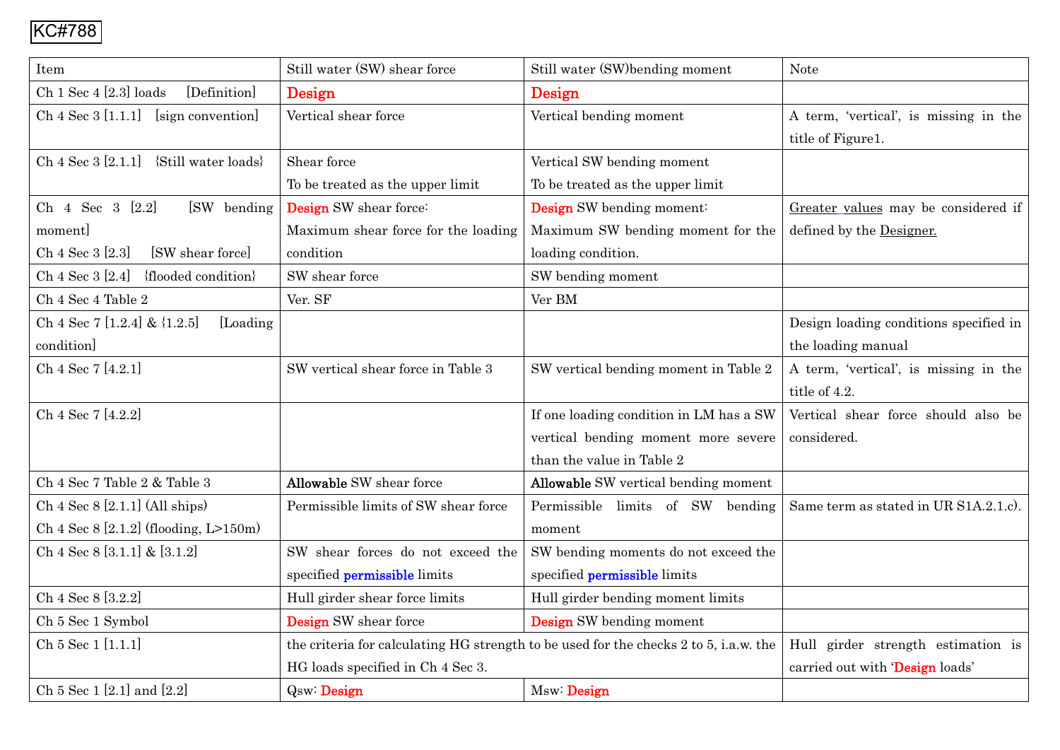KC#788

| Item | Still water (SW) shear force | Still water (SW)bending moment | Note |
|---|---|---|---|
| Ch 1 Sec 4 [2.3] loads [Definition] | **Design** | **Design** | |
| Ch 4 Sec 3 [1.1.1] [sign convention] | Vertical shear force | Vertical bending moment | A term, 'vertical', is missing in the title of Figure1. |
| Ch 4 Sec 3 [2.1.1] {Still water loads} | Shear force<br>To be treated as the upper limit | Vertical SW bending moment<br>To be treated as the upper limit | |
| Ch 4 Sec 3 [2.2] [SW bending moment]<br>Ch 4 Sec 3 [2.3] [SW shear force] | Design SW shear force:<br>Maximum shear force for the loading condition | Design SW bending moment:<br>Maximum SW bending moment for the loading condition. | Greater values may be considered if defined by the Designer. |
| Ch 4 Sec 3 [2.4] {flooded condition} | SW shear force | SW bending moment | |
| Ch 4 Sec 4 Table 2 | Ver. SF | Ver BM | |
| Ch 4 Sec 7 [1.2.4] & {1.2.5] [Loading condition] | | | Design loading conditions specified in the loading manual |
| Ch 4 Sec 7 [4.2.1] | SW vertical shear force in Table 3 | SW vertical bending moment in Table 2 | A term, 'vertical', is missing in the title of 4.2. |
| Ch 4 Sec 7 [4.2.2] | | If one loading condition in LM has a SW vertical bending moment more severe than the value in Table 2 | Vertical shear force should also be considered. |
| Ch 4 Sec 7 Table 2 & Table 3 | **Allowable** SW shear force | **Allowable** SW vertical bending moment | |
| Ch 4 Sec 8 [2.1.1] (All ships)<br>Ch 4 Sec 8 [2.1.2] (flooding, L>150m) | Permissible limits of SW shear force | Permissible limits of SW bending moment | Same term as stated in UR S1A.2.1.c). |
| Ch 4 Sec 8 [3.1.1] & [3.1.2] | SW shear forces do not exceed the specified permissible limits | SW bending moments do not exceed the specified permissible limits | |
| Ch 4 Sec 8 [3.2.2] | Hull girder shear force limits | Hull girder bending moment limits | |
| Ch 5 Sec 1 Symbol | Design SW shear force | Design SW bending moment | |
| Ch 5 Sec 1 [1.1.1] | the criteria for calculating HG strength to be used for the checks 2 to 5, i.a.w. the HG loads specified in Ch 4 Sec 3. | | Hull girder strength estimation is carried out with 'Design loads' |
| Ch 5 Sec 1 [2.1] and [2.2] | Qsw: Design | Msw: Design | |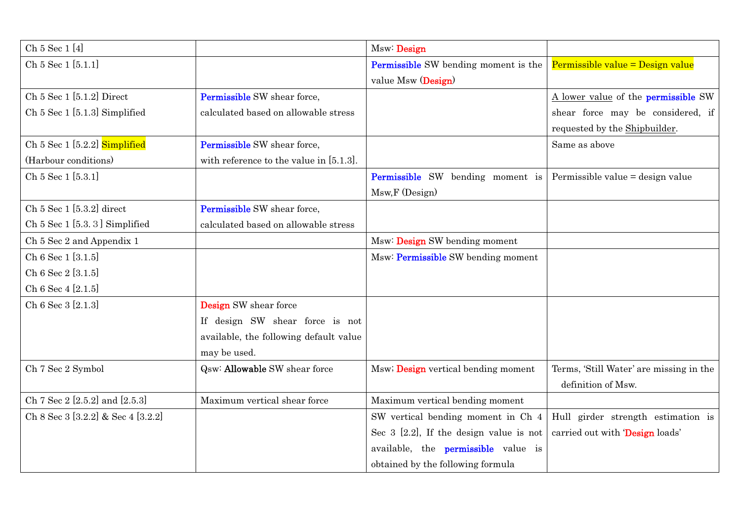| | | | |
|---|---|---|---|
| Ch 5 Sec 1 [4] | | Msw: Design | |
| Ch 5 Sec 1 [5.1.1] | | Permissible SW bending moment is the value Msw (Design) | Permissible value = Design value |
| Ch 5 Sec 1 [5.1.2] Direct<br>Ch 5 Sec 1 [5.1.3] Simplified | Permissible SW shear force, calculated based on allowable stress | | A lower value of the permissible SW shear force may be considered, if requested by the Shipbuilder. |
| Ch 5 Sec 1 [5.2.2] Simplified (Harbour conditions) | Permissible SW shear force, with reference to the value in [5.1.3]. | | Same as above |
| Ch 5 Sec 1 [5.3.1] | | Permissible SW bending moment is Msw,F (Design) | Permissible value = design value |
| Ch 5 Sec 1 [5.3.2] direct<br>Ch 5 Sec 1 [5.3. 3 ] Simplified | Permissible SW shear force, calculated based on allowable stress | | |
| Ch 5 Sec 2 and Appendix 1 | | Msw: Design SW bending moment | |
| Ch 6 Sec 1 [3.1.5]<br>Ch 6 Sec 2 [3.1.5]<br>Ch 6 Sec 4 [2.1.5] | | Msw: Permissible SW bending moment | |
| Ch 6 Sec 3 [2.1.3] | Design SW shear force<br>If design SW shear force is not available, the following default value may be used. | | |
| Ch 7 Sec 2 Symbol | Qsw: Allowable SW shear force | Msw; Design vertical bending moment | Terms, 'Still Water' are missing in the definition of Msw. |
| Ch 7 Sec 2 [2.5.2] and [2.5.3] | Maximum vertical shear force | Maximum vertical bending moment | |
| Ch 8 Sec 3 [3.2.2] & Sec 4 [3.2.2] | | SW vertical bending moment in Ch 4 Sec 3 [2.2], If the design value is not available, the permissible value is obtained by the following formula | Hull girder strength estimation is carried out with 'Design loads' |